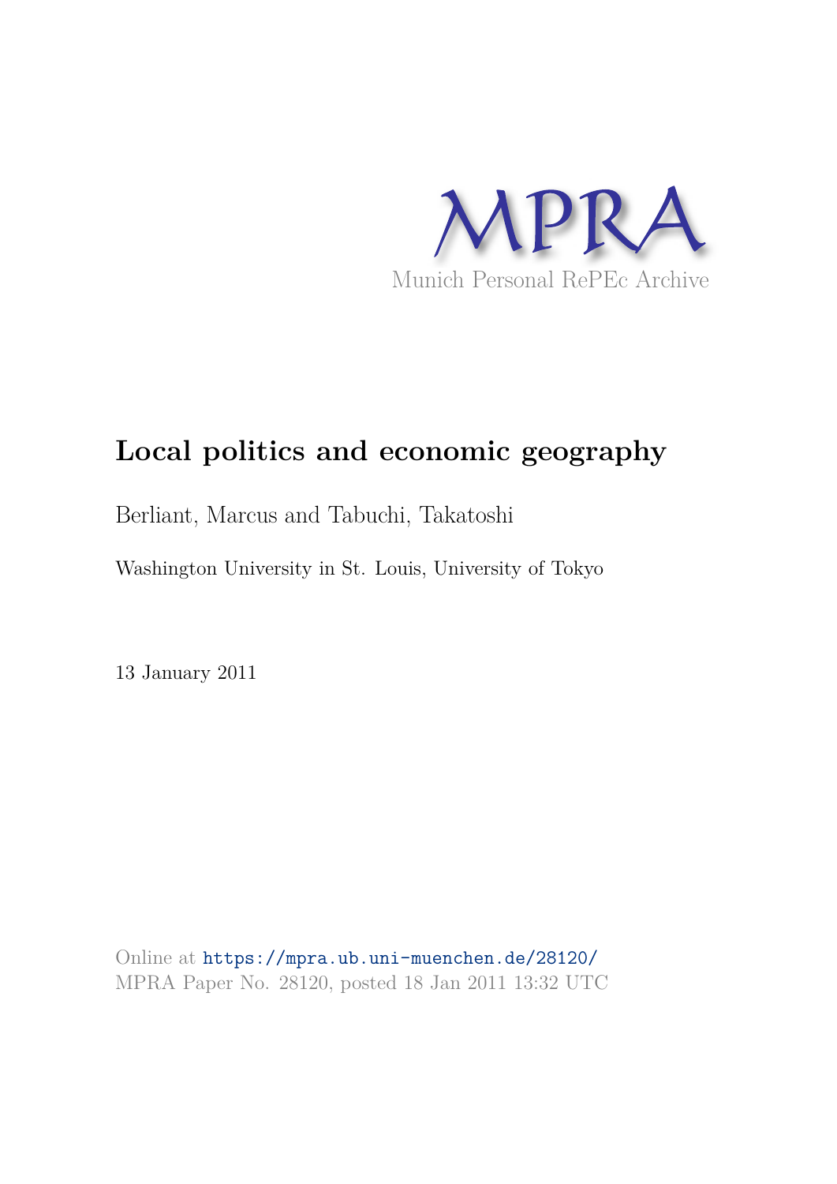MPRA

Munich Personal RePEc Archive

# Local politics and economic geography

Berliant, Marcus and Tabuchi, Takatoshi

Washington University in St. Louis, University of Tokyo

13 January 2011

Online at https://mpra.ub.uni-muenchen.de/28120/
MPRA Paper No. 28120, posted 18 Jan 2011 13:32 UTC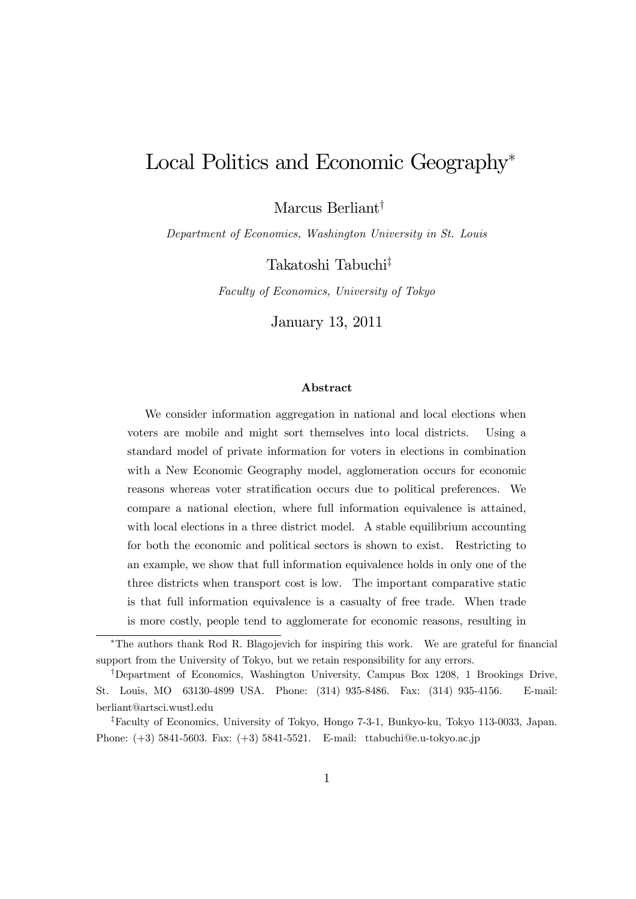# Local Politics and Economic Geography[*]

Marcus Berliant[†]

*Department of Economics, Washington University in St. Louis*

Takatoshi Tabuchi[‡]

*Faculty of Economics, University of Tokyo*

January 13, 2011

### Abstract

We consider information aggregation in national and local elections when voters are mobile and might sort themselves into local districts. Using a standard model of private information for voters in elections in combination with a New Economic Geography model, agglomeration occurs for economic reasons whereas voter stratification occurs due to political preferences. We compare a national election, where full information equivalence is attained, with local elections in a three district model. A stable equilibrium accounting for both the economic and political sectors is shown to exist. Restricting to an example, we show that full information equivalence holds in only one of the three districts when transport cost is low. The important comparative static is that full information equivalence is a casualty of free trade. When trade is more costly, people tend to agglomerate for economic reasons, resulting in

---

[*] The authors thank Rod R. Blagojevich for inspiring this work. We are grateful for financial support from the University of Tokyo, but we retain responsibility for any errors.

[†] Department of Economics, Washington University, Campus Box 1208, 1 Brookings Drive, St. Louis, MO 63130-4899 USA. Phone: (314) 935-8486. Fax: (314) 935-4156. E-mail: berliant@artsci.wustl.edu

[‡] Faculty of Economics, University of Tokyo, Hongo 7-3-1, Bunkyo-ku, Tokyo 113-0033, Japan. Phone: (+3) 5841-5603. Fax: (+3) 5841-5521. E-mail: ttabuchi@e.u-tokyo.ac.jp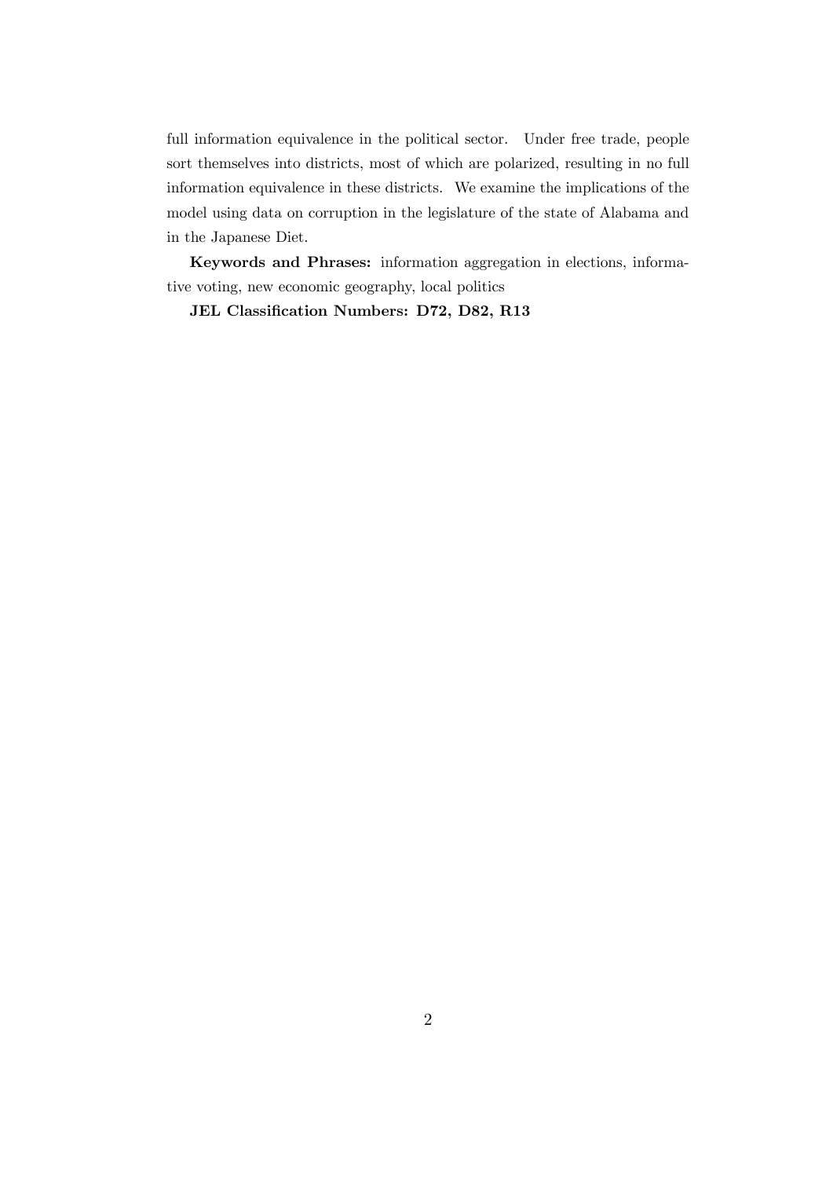full information equivalence in the political sector. Under free trade, people sort themselves into districts, most of which are polarized, resulting in no full information equivalence in these districts. We examine the implications of the model using data on corruption in the legislature of the state of Alabama and in the Japanese Diet.

**Keywords and Phrases:** information aggregation in elections, informative voting, new economic geography, local politics

**JEL Classification Numbers: D72, D82, R13**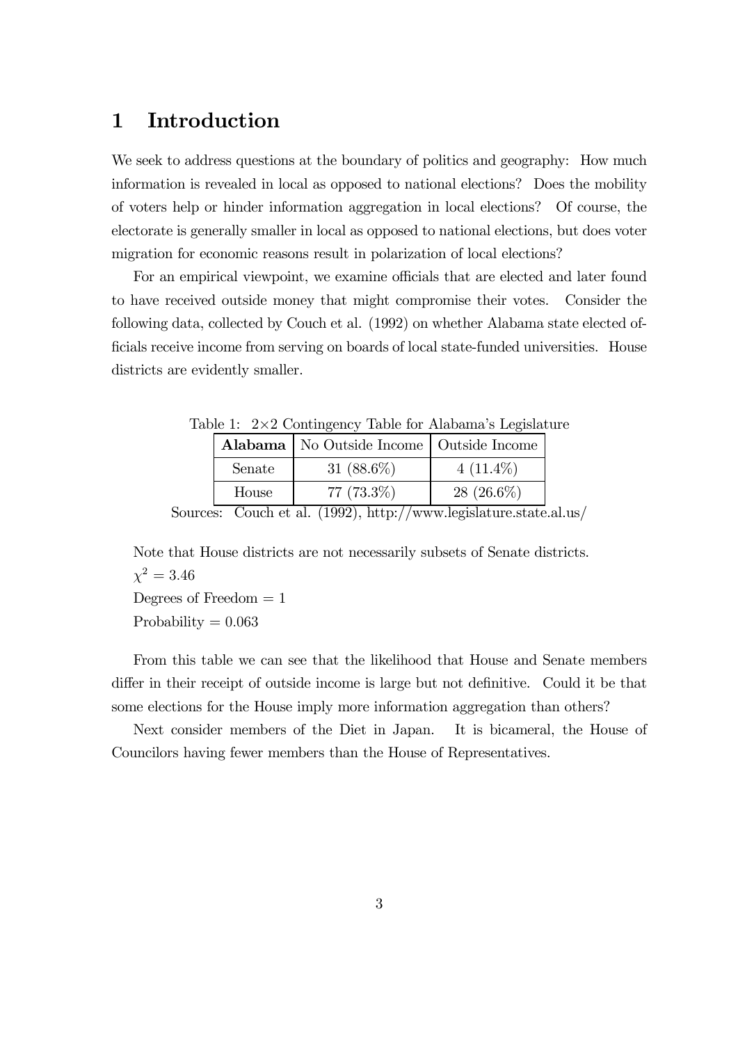# 1 Introduction

We seek to address questions at the boundary of politics and geography: How much information is revealed in local as opposed to national elections? Does the mobility of voters help or hinder information aggregation in local elections? Of course, the electorate is generally smaller in local as opposed to national elections, but does voter migration for economic reasons result in polarization of local elections?

For an empirical viewpoint, we examine officials that are elected and later found to have received outside money that might compromise their votes. Consider the following data, collected by Couch et al. (1992) on whether Alabama state elected officials receive income from serving on boards of local state-funded universities. House districts are evidently smaller.

Table 1: $2{\times}2$ Contingency Table for Alabama's Legislature

| **Alabama** | No Outside Income | Outside Income |
|---|---|---|
| Senate | 31 (88.6%) | 4 (11.4%) |
| House | 77 (73.3%) | 28 (26.6%) |

Sources: Couch et al. (1992), http://www.legislature.state.al.us/

Note that House districts are not necessarily subsets of Senate districts.

$\chi^2 = 3.46$

Degrees of Freedom = 1

Probability = 0.063

From this table we can see that the likelihood that House and Senate members differ in their receipt of outside income is large but not definitive. Could it be that some elections for the House imply more information aggregation than others?

Next consider members of the Diet in Japan. It is bicameral, the House of Councilors having fewer members than the House of Representatives.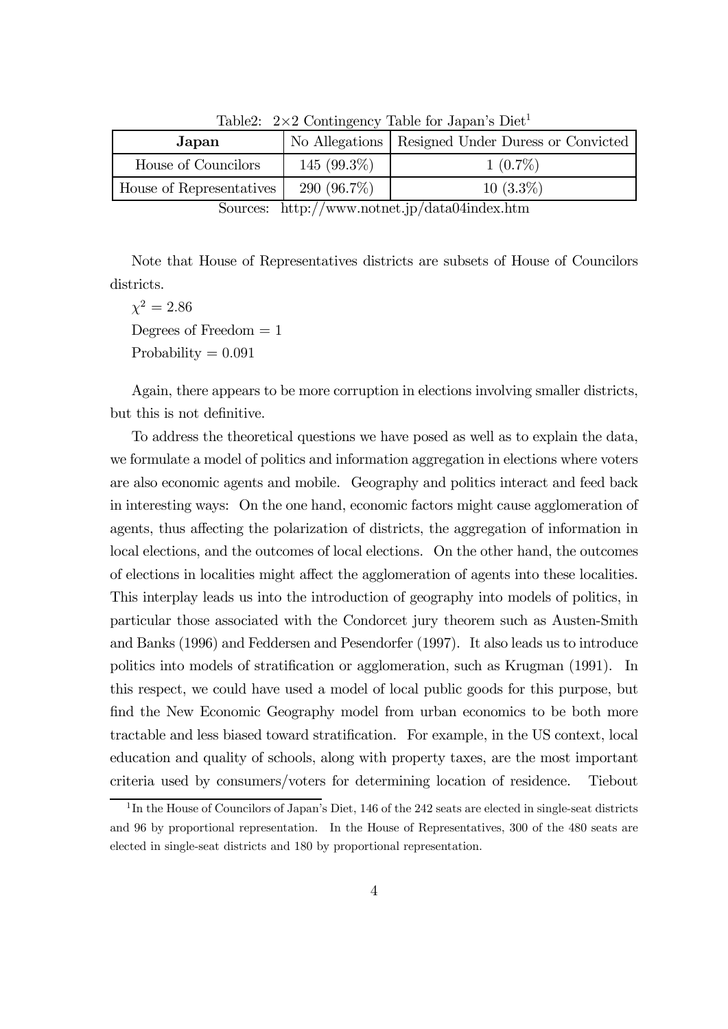Table2: 2×2 Contingency Table for Japan's Diet[1]

| **Japan** | No Allegations | Resigned Under Duress or Convicted |
|---|---|---|
| House of Councilors | 145 (99.3%) | 1 (0.7%) |
| House of Representatives | 290 (96.7%) | 10 (3.3%) |

Sources: http://www.notnet.jp/data04index.htm

Note that House of Representatives districts are subsets of House of Councilors districts.

$\chi^2 = 2.86$

Degrees of Freedom = 1

Probability = 0.091

Again, there appears to be more corruption in elections involving smaller districts, but this is not definitive.

To address the theoretical questions we have posed as well as to explain the data, we formulate a model of politics and information aggregation in elections where voters are also economic agents and mobile. Geography and politics interact and feed back in interesting ways: On the one hand, economic factors might cause agglomeration of agents, thus affecting the polarization of districts, the aggregation of information in local elections, and the outcomes of local elections. On the other hand, the outcomes of elections in localities might affect the agglomeration of agents into these localities. This interplay leads us into the introduction of geography into models of politics, in particular those associated with the Condorcet jury theorem such as Austen-Smith and Banks (1996) and Feddersen and Pesendorfer (1997). It also leads us to introduce politics into models of stratification or agglomeration, such as Krugman (1991). In this respect, we could have used a model of local public goods for this purpose, but find the New Economic Geography model from urban economics to be both more tractable and less biased toward stratification. For example, in the US context, local education and quality of schools, along with property taxes, are the most important criteria used by consumers/voters for determining location of residence. Tiebout

[1] In the House of Councilors of Japan's Diet, 146 of the 242 seats are elected in single-seat districts and 96 by proportional representation. In the House of Representatives, 300 of the 480 seats are elected in single-seat districts and 180 by proportional representation.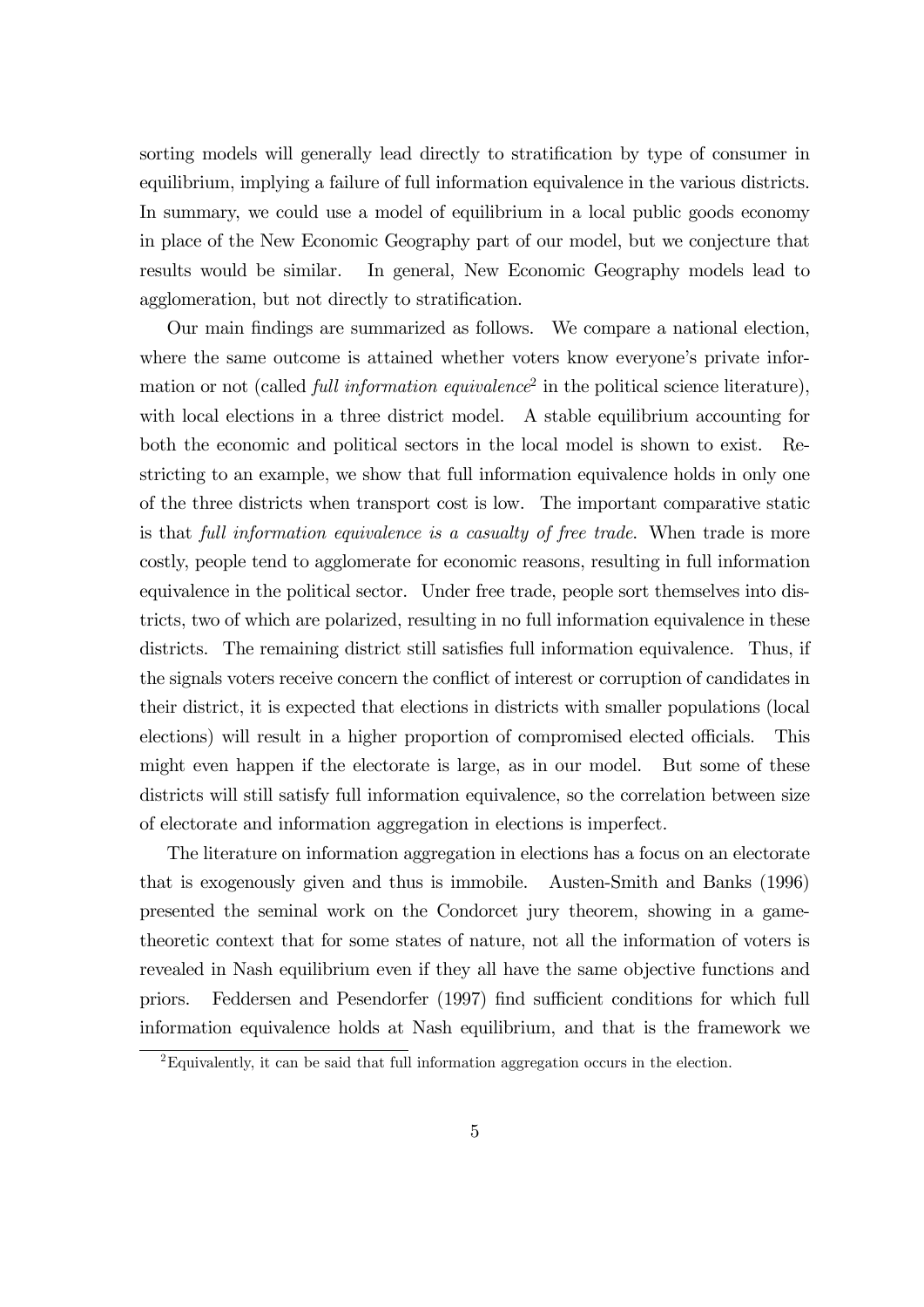sorting models will generally lead directly to stratification by type of consumer in equilibrium, implying a failure of full information equivalence in the various districts. In summary, we could use a model of equilibrium in a local public goods economy in place of the New Economic Geography part of our model, but we conjecture that results would be similar. In general, New Economic Geography models lead to agglomeration, but not directly to stratification.

Our main findings are summarized as follows. We compare a national election, where the same outcome is attained whether voters know everyone's private information or not (called *full information equivalence*[2] in the political science literature), with local elections in a three district model. A stable equilibrium accounting for both the economic and political sectors in the local model is shown to exist. Restricting to an example, we show that full information equivalence holds in only one of the three districts when transport cost is low. The important comparative static is that *full information equivalence is a casualty of free trade*. When trade is more costly, people tend to agglomerate for economic reasons, resulting in full information equivalence in the political sector. Under free trade, people sort themselves into districts, two of which are polarized, resulting in no full information equivalence in these districts. The remaining district still satisfies full information equivalence. Thus, if the signals voters receive concern the conflict of interest or corruption of candidates in their district, it is expected that elections in districts with smaller populations (local elections) will result in a higher proportion of compromised elected officials. This might even happen if the electorate is large, as in our model. But some of these districts will still satisfy full information equivalence, so the correlation between size of electorate and information aggregation in elections is imperfect.

The literature on information aggregation in elections has a focus on an electorate that is exogenously given and thus is immobile. Austen-Smith and Banks (1996) presented the seminal work on the Condorcet jury theorem, showing in a game-theoretic context that for some states of nature, not all the information of voters is revealed in Nash equilibrium even if they all have the same objective functions and priors. Feddersen and Pesendorfer (1997) find sufficient conditions for which full information equivalence holds at Nash equilibrium, and that is the framework we

[2] Equivalently, it can be said that full information aggregation occurs in the election.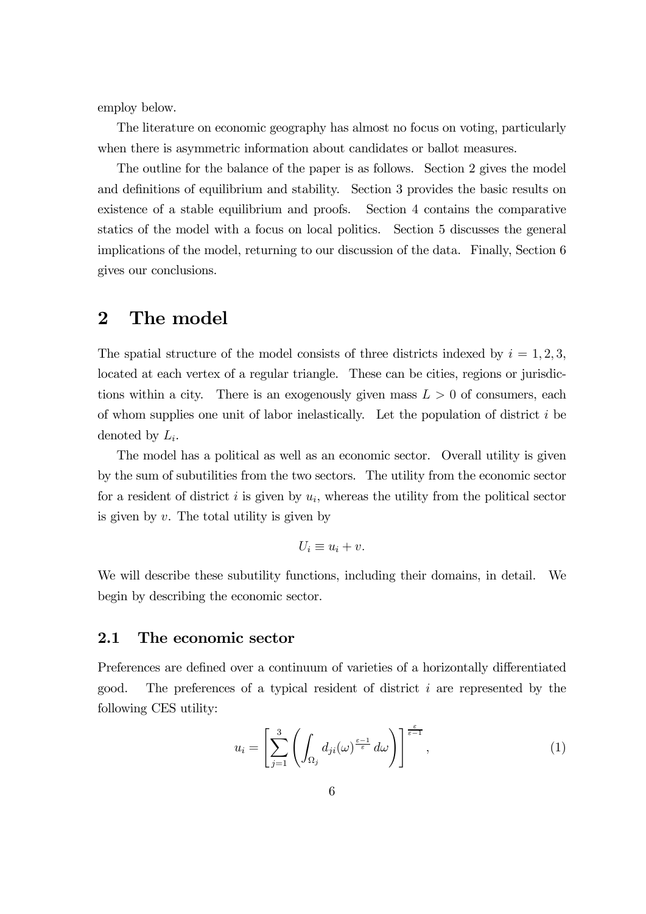employ below.

The literature on economic geography has almost no focus on voting, particularly when there is asymmetric information about candidates or ballot measures.

The outline for the balance of the paper is as follows. Section 2 gives the model and definitions of equilibrium and stability. Section 3 provides the basic results on existence of a stable equilibrium and proofs. Section 4 contains the comparative statics of the model with a focus on local politics. Section 5 discusses the general implications of the model, returning to our discussion of the data. Finally, Section 6 gives our conclusions.

# 2 The model

The spatial structure of the model consists of three districts indexed by $i = 1, 2, 3$, located at each vertex of a regular triangle. These can be cities, regions or jurisdictions within a city. There is an exogenously given mass $L > 0$ of consumers, each of whom supplies one unit of labor inelastically. Let the population of district $i$ be denoted by $L_i$.

The model has a political as well as an economic sector. Overall utility is given by the sum of subutilities from the two sectors. The utility from the economic sector for a resident of district $i$ is given by $u_i$, whereas the utility from the political sector is given by $v$. The total utility is given by

$$U_i \equiv u_i + v.$$

We will describe these subutility functions, including their domains, in detail. We begin by describing the economic sector.

## 2.1 The economic sector

Preferences are defined over a continuum of varieties of a horizontally differentiated good. The preferences of a typical resident of district $i$ are represented by the following CES utility:

$$u_i = \left[ \sum_{j=1}^{3} \left( \int_{\Omega_j} d_{ji}(\omega)^{\frac{\varepsilon - 1}{\varepsilon}} \, d\omega \right) \right]^{\frac{\varepsilon}{\varepsilon - 1}}, \tag{1}$$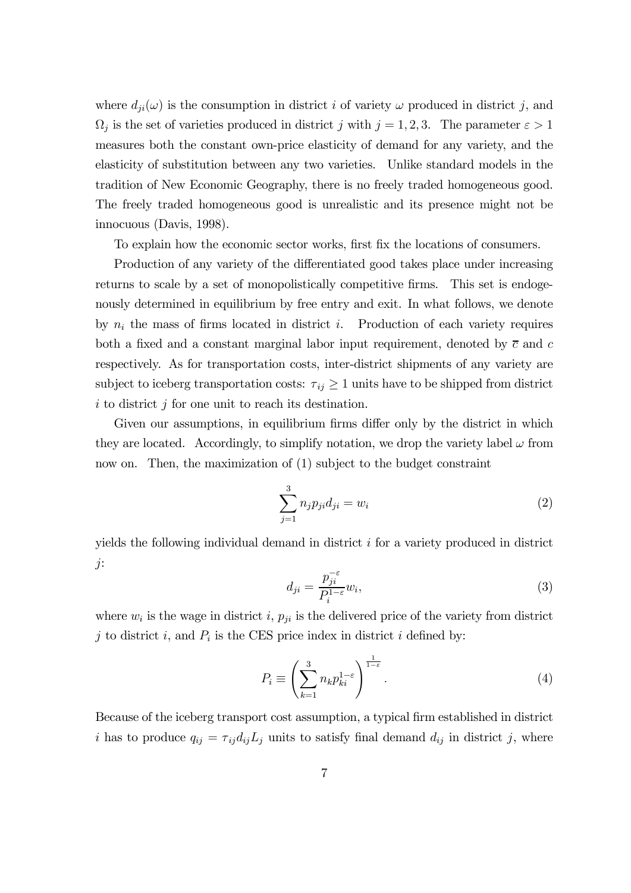where $d_{ji}(\omega)$ is the consumption in district $i$ of variety $\omega$ produced in district $j$, and $\Omega_j$ is the set of varieties produced in district $j$ with $j = 1, 2, 3$. The parameter $\varepsilon > 1$ measures both the constant own-price elasticity of demand for any variety, and the elasticity of substitution between any two varieties. Unlike standard models in the tradition of New Economic Geography, there is no freely traded homogeneous good. The freely traded homogeneous good is unrealistic and its presence might not be innocuous (Davis, 1998).

To explain how the economic sector works, first fix the locations of consumers.

Production of any variety of the differentiated good takes place under increasing returns to scale by a set of monopolistically competitive firms. This set is endogenously determined in equilibrium by free entry and exit. In what follows, we denote by $n_i$ the mass of firms located in district $i$. Production of each variety requires both a fixed and a constant marginal labor input requirement, denoted by $\overline{c}$ and $c$ respectively. As for transportation costs, inter-district shipments of any variety are subject to iceberg transportation costs: $\tau_{ij} \geq 1$ units have to be shipped from district $i$ to district $j$ for one unit to reach its destination.

Given our assumptions, in equilibrium firms differ only by the district in which they are located. Accordingly, to simplify notation, we drop the variety label $\omega$ from now on. Then, the maximization of (1) subject to the budget constraint

$$\sum_{j=1}^{3} n_j p_{ji} d_{ji} = w_i \tag{2}$$

yields the following individual demand in district $i$ for a variety produced in district $j$:

$$d_{ji} = \frac{p_{ji}^{-\varepsilon}}{P_i^{1-\varepsilon}} w_i, \tag{3}$$

where $w_i$ is the wage in district $i$, $p_{ji}$ is the delivered price of the variety from district $j$ to district $i$, and $P_i$ is the CES price index in district $i$ defined by:

$$P_i \equiv \left( \sum_{k=1}^{3} n_k p_{ki}^{1-\varepsilon} \right)^{\frac{1}{1-\varepsilon}}. \tag{4}$$

Because of the iceberg transport cost assumption, a typical firm established in district $i$ has to produce $q_{ij} = \tau_{ij} d_{ij} L_j$ units to satisfy final demand $d_{ij}$ in district $j$, where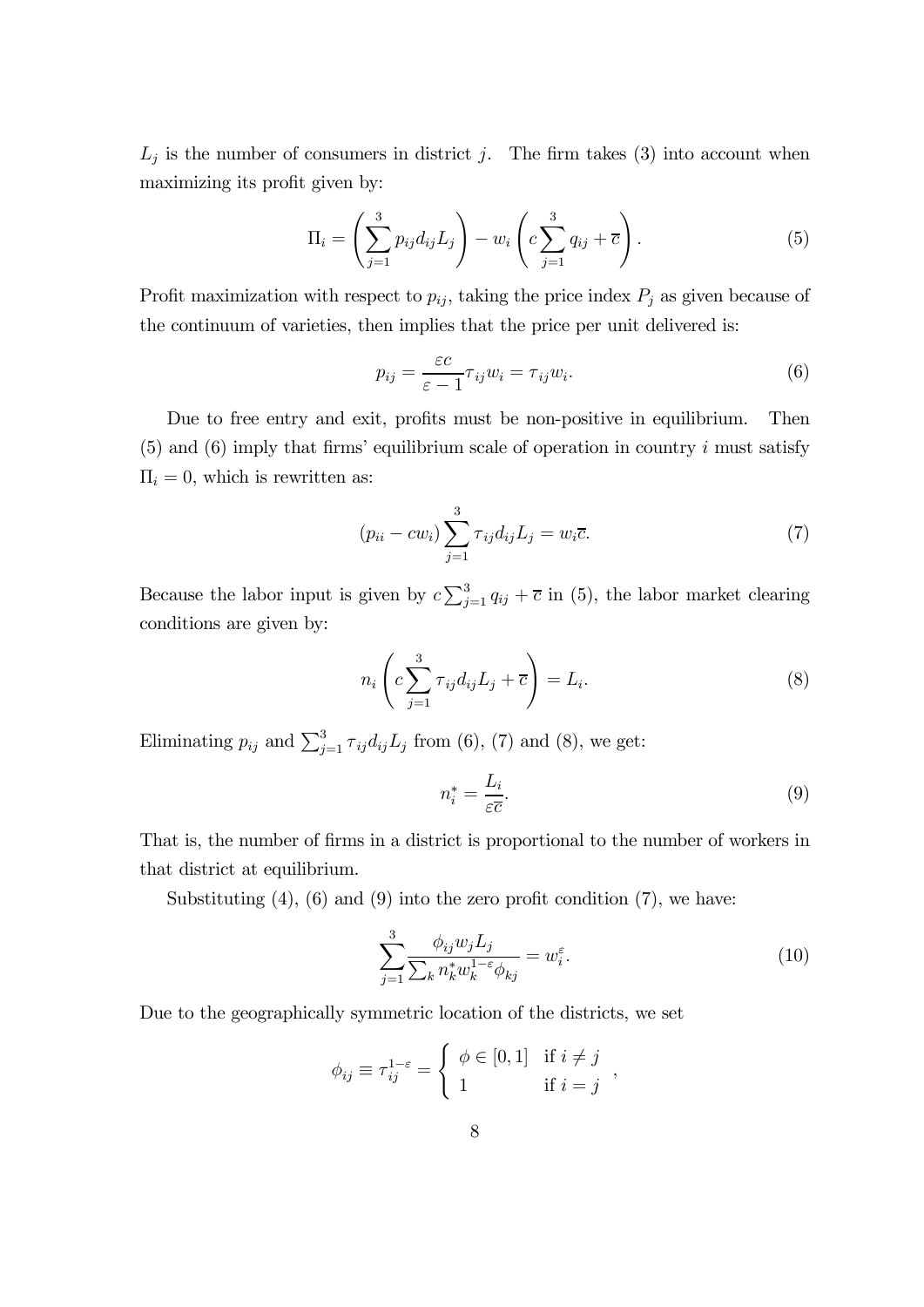$L_j$ is the number of consumers in district $j$. The firm takes (3) into account when maximizing its profit given by:

$$\Pi_i = \left( \sum_{j=1}^{3} p_{ij} d_{ij} L_j \right) - w_i \left( c \sum_{j=1}^{3} q_{ij} + \overline{c} \right). \tag{5}$$

Profit maximization with respect to $p_{ij}$, taking the price index $P_j$ as given because of the continuum of varieties, then implies that the price per unit delivered is:

$$p_{ij} = \frac{\varepsilon c}{\varepsilon - 1} \tau_{ij} w_i = \tau_{ij} w_i. \tag{6}$$

Due to free entry and exit, profits must be non-positive in equilibrium. Then (5) and (6) imply that firms' equilibrium scale of operation in country $i$ must satisfy $\Pi_i = 0$, which is rewritten as:

$$(p_{ii} - c w_i) \sum_{j=1}^{3} \tau_{ij} d_{ij} L_j = w_i \overline{c}. \tag{7}$$

Because the labor input is given by $c \sum_{j=1}^{3} q_{ij} + \overline{c}$ in (5), the labor market clearing conditions are given by:

$$n_i \left( c \sum_{j=1}^{3} \tau_{ij} d_{ij} L_j + \overline{c} \right) = L_i. \tag{8}$$

Eliminating $p_{ij}$ and $\sum_{j=1}^{3} \tau_{ij} d_{ij} L_j$ from (6), (7) and (8), we get:

$$n_i^* = \frac{L_i}{\varepsilon \overline{c}}. \tag{9}$$

That is, the number of firms in a district is proportional to the number of workers in that district at equilibrium.

Substituting (4), (6) and (9) into the zero profit condition (7), we have:

$$\sum_{j=1}^{3} \frac{\phi_{ij} w_j L_j}{\sum_k n_k^* w_k^{1-\varepsilon} \phi_{kj}} = w_i^{\varepsilon}. \tag{10}$$

Due to the geographically symmetric location of the districts, we set

$$\phi_{ij} \equiv \tau_{ij}^{1-\varepsilon} = \begin{cases} \phi \in [0, 1] & \text{if } i \neq j \\ 1 & \text{if } i = j \end{cases},$$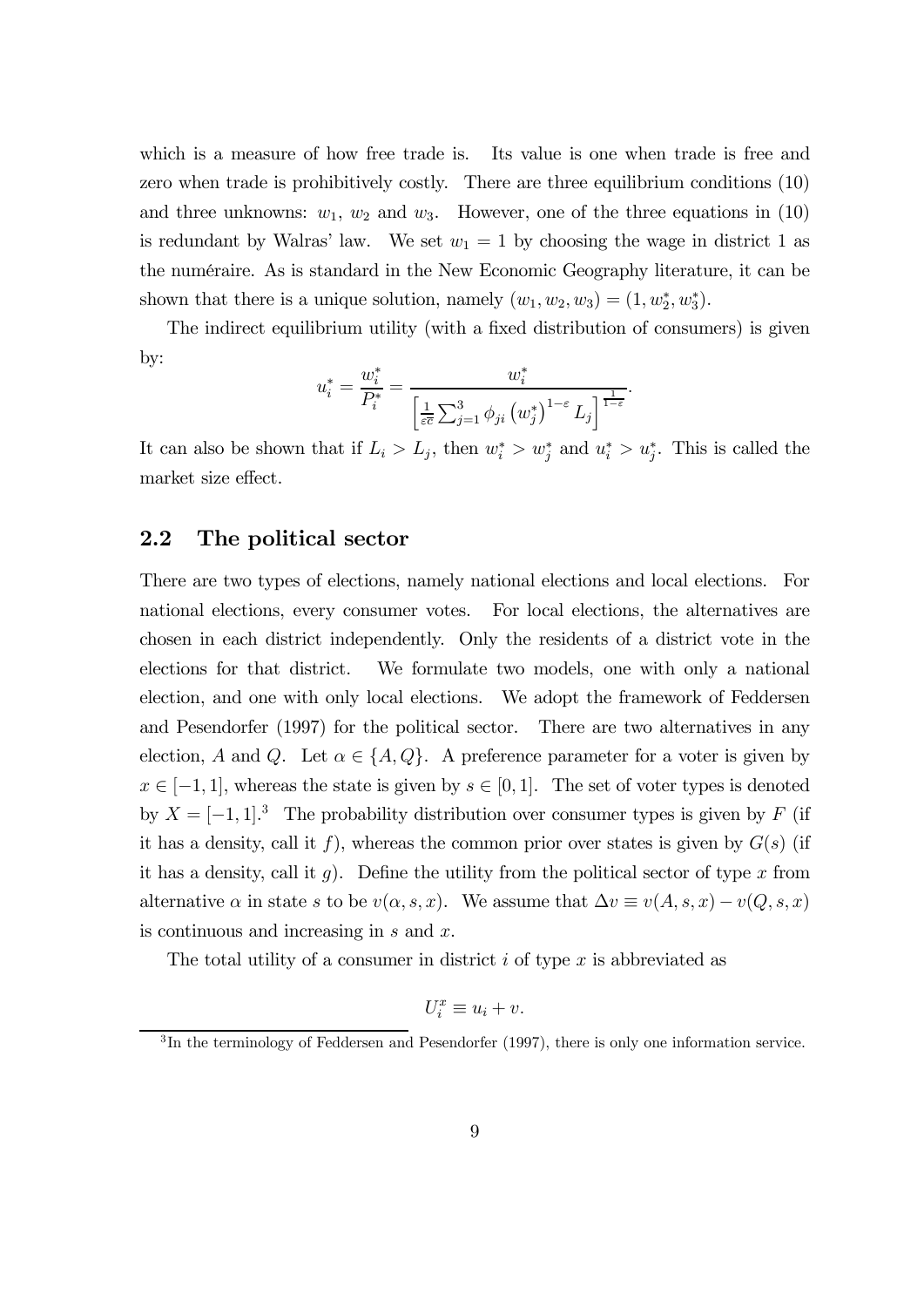which is a measure of how free trade is. Its value is one when trade is free and zero when trade is prohibitively costly. There are three equilibrium conditions (10) and three unknowns: $w_1$, $w_2$ and $w_3$. However, one of the three equations in (10) is redundant by Walras' law. We set $w_1 = 1$ by choosing the wage in district 1 as the numéraire. As is standard in the New Economic Geography literature, it can be shown that there is a unique solution, namely $(w_1, w_2, w_3) = (1, w_2^*, w_3^*)$.

The indirect equilibrium utility (with a fixed distribution of consumers) is given by:

$$u_i^* = \frac{w_i^*}{P_i^*} = \frac{w_i^*}{\left[\frac{1}{\varepsilon\overline{c}}\sum_{j=1}^{3}\phi_{ji}\left(w_j^*\right)^{1-\varepsilon}L_j\right]^{\frac{1}{1-\varepsilon}}}.$$

It can also be shown that if $L_i > L_j$, then $w_i^* > w_j^*$ and $u_i^* > u_j^*$. This is called the market size effect.

## 2.2 The political sector

There are two types of elections, namely national elections and local elections. For national elections, every consumer votes. For local elections, the alternatives are chosen in each district independently. Only the residents of a district vote in the elections for that district. We formulate two models, one with only a national election, and one with only local elections. We adopt the framework of Feddersen and Pesendorfer (1997) for the political sector. There are two alternatives in any election, $A$ and $Q$. Let $\alpha \in \{A, Q\}$. A preference parameter for a voter is given by $x \in [-1, 1]$, whereas the state is given by $s \in [0, 1]$. The set of voter types is denoted by $X = [-1, 1]$.[3] The probability distribution over consumer types is given by $F$ (if it has a density, call it $f$), whereas the common prior over states is given by $G(s)$ (if it has a density, call it $g$). Define the utility from the political sector of type $x$ from alternative $\alpha$ in state $s$ to be $v(\alpha, s, x)$. We assume that $\Delta v \equiv v(A, s, x) - v(Q, s, x)$ is continuous and increasing in $s$ and $x$.

The total utility of a consumer in district $i$ of type $x$ is abbreviated as

$$U_i^x \equiv u_i + v.$$

[3] In the terminology of Feddersen and Pesendorfer (1997), there is only one information service.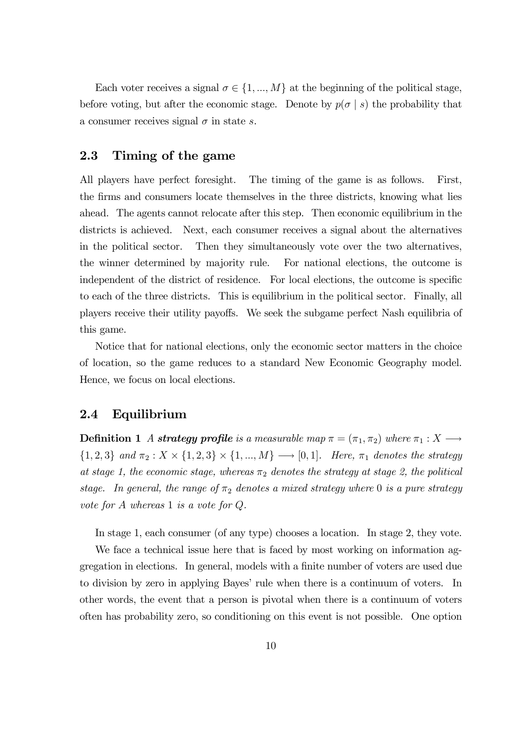Each voter receives a signal $\sigma \in \{1, ..., M\}$ at the beginning of the political stage, before voting, but after the economic stage. Denote by $p(\sigma \mid s)$ the probability that a consumer receives signal $\sigma$ in state $s$.

## 2.3 Timing of the game

All players have perfect foresight. The timing of the game is as follows. First, the firms and consumers locate themselves in the three districts, knowing what lies ahead. The agents cannot relocate after this step. Then economic equilibrium in the districts is achieved. Next, each consumer receives a signal about the alternatives in the political sector. Then they simultaneously vote over the two alternatives, the winner determined by majority rule. For national elections, the outcome is independent of the district of residence. For local elections, the outcome is specific to each of the three districts. This is equilibrium in the political sector. Finally, all players receive their utility payoffs. We seek the subgame perfect Nash equilibria of this game.

Notice that for national elections, only the economic sector matters in the choice of location, so the game reduces to a standard New Economic Geography model. Hence, we focus on local elections.

## 2.4 Equilibrium

**Definition 1** *A **strategy profile** is a measurable map $\pi = (\pi_1, \pi_2)$ where $\pi_1 : X \longrightarrow \{1, 2, 3\}$ and $\pi_2 : X \times \{1, 2, 3\} \times \{1, ..., M\} \longrightarrow [0, 1]$. Here, $\pi_1$ denotes the strategy at stage 1, the economic stage, whereas $\pi_2$ denotes the strategy at stage 2, the political stage. In general, the range of $\pi_2$ denotes a mixed strategy where $0$ is a pure strategy vote for $A$ whereas $1$ is a vote for $Q$.*

In stage 1, each consumer (of any type) chooses a location. In stage 2, they vote.

We face a technical issue here that is faced by most working on information aggregation in elections. In general, models with a finite number of voters are used due to division by zero in applying Bayes' rule when there is a continuum of voters. In other words, the event that a person is pivotal when there is a continuum of voters often has probability zero, so conditioning on this event is not possible. One option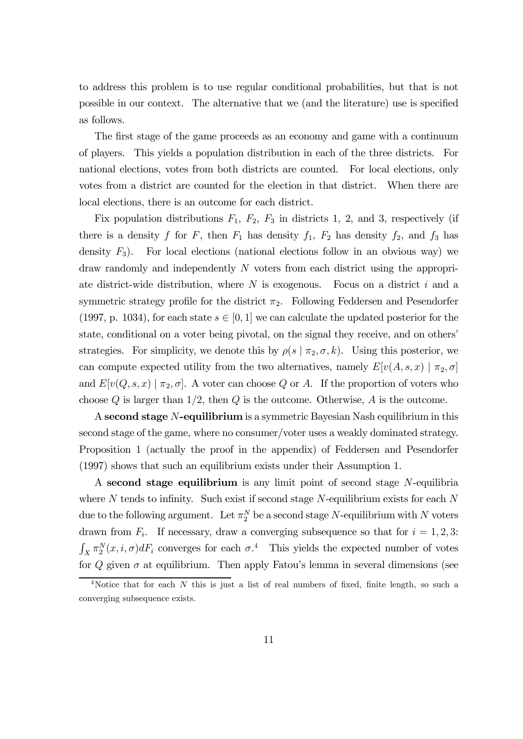to address this problem is to use regular conditional probabilities, but that is not possible in our context. The alternative that we (and the literature) use is specified as follows.

The first stage of the game proceeds as an economy and game with a continuum of players. This yields a population distribution in each of the three districts. For national elections, votes from both districts are counted. For local elections, only votes from a district are counted for the election in that district. When there are local elections, there is an outcome for each district.

Fix population distributions $F_1$, $F_2$, $F_3$ in districts 1, 2, and 3, respectively (if there is a density $f$ for $F$, then $F_1$ has density $f_1$, $F_2$ has density $f_2$, and $f_3$ has density $F_3$). For local elections (national elections follow in an obvious way) we draw randomly and independently $N$ voters from each district using the appropriate district-wide distribution, where $N$ is exogenous. Focus on a district $i$ and a symmetric strategy profile for the district $\pi_2$. Following Feddersen and Pesendorfer (1997, p. 1034), for each state $s \in [0, 1]$ we can calculate the updated posterior for the state, conditional on a voter being pivotal, on the signal they receive, and on others' strategies. For simplicity, we denote this by $\rho(s \mid \pi_2, \sigma, k)$. Using this posterior, we can compute expected utility from the two alternatives, namely $E[v(A, s, x) \mid \pi_2, \sigma]$ and $E[v(Q, s, x) \mid \pi_2, \sigma]$. A voter can choose $Q$ or $A$. If the proportion of voters who choose $Q$ is larger than $1/2$, then $Q$ is the outcome. Otherwise, $A$ is the outcome.

A **second stage $N$-equilibrium** is a symmetric Bayesian Nash equilibrium in this second stage of the game, where no consumer/voter uses a weakly dominated strategy. Proposition 1 (actually the proof in the appendix) of Feddersen and Pesendorfer (1997) shows that such an equilibrium exists under their Assumption 1.

A **second stage equilibrium** is any limit point of second stage $N$-equilibria where $N$ tends to infinity. Such exist if second stage $N$-equilibrium exists for each $N$ due to the following argument. Let $\pi_2^N$ be a second stage $N$-equilibrium with $N$ voters drawn from $F_i$. If necessary, draw a converging subsequence so that for $i = 1, 2, 3$: $\int_X \pi_2^N(x, i, \sigma) dF_i$ converges for each $\sigma$.[4] This yields the expected number of votes for $Q$ given $\sigma$ at equilibrium. Then apply Fatou's lemma in several dimensions (see

[4] Notice that for each $N$ this is just a list of real numbers of fixed, finite length, so such a converging subsequence exists.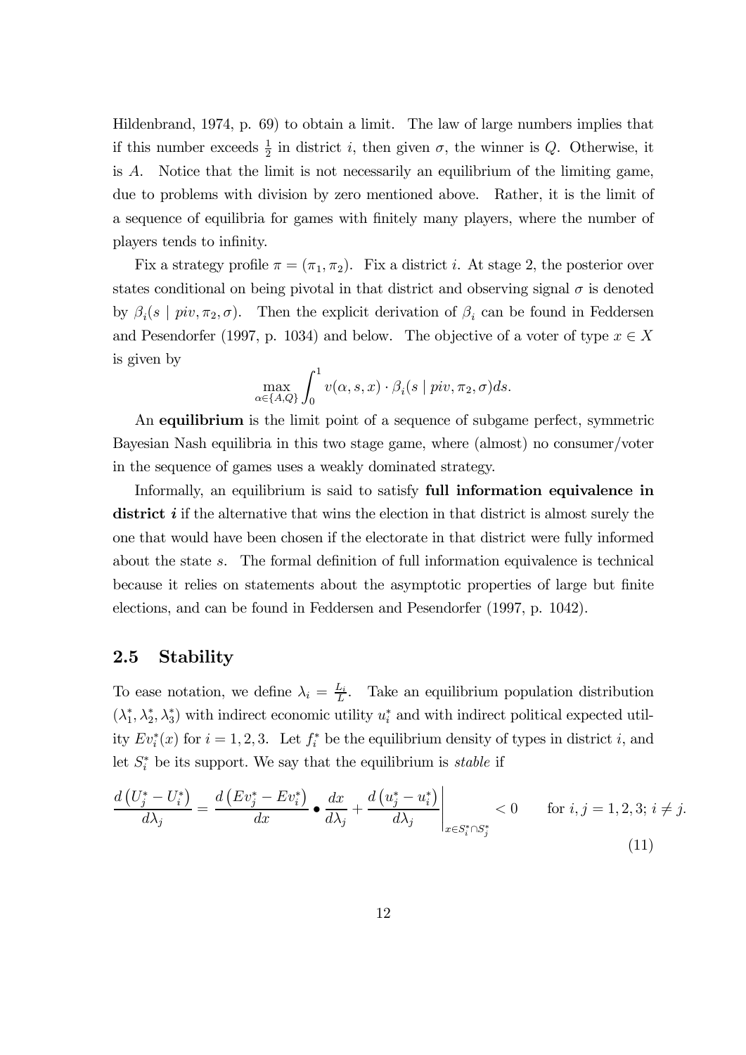Hildenbrand, 1974, p. 69) to obtain a limit. The law of large numbers implies that if this number exceeds $\frac{1}{2}$ in district $i$, then given $\sigma$, the winner is $Q$. Otherwise, it is $A$. Notice that the limit is not necessarily an equilibrium of the limiting game, due to problems with division by zero mentioned above. Rather, it is the limit of a sequence of equilibria for games with finitely many players, where the number of players tends to infinity.

Fix a strategy profile $\pi = (\pi_1, \pi_2)$. Fix a district $i$. At stage 2, the posterior over states conditional on being pivotal in that district and observing signal $\sigma$ is denoted by $\beta_i(s \mid piv, \pi_2, \sigma)$. Then the explicit derivation of $\beta_i$ can be found in Feddersen and Pesendorfer (1997, p. 1034) and below. The objective of a voter of type $x \in X$ is given by

$$\max_{\alpha \in \{A,Q\}} \int_0^1 v(\alpha, s, x) \cdot \beta_i(s \mid piv, \pi_2, \sigma) ds.$$

An **equilibrium** is the limit point of a sequence of subgame perfect, symmetric Bayesian Nash equilibria in this two stage game, where (almost) no consumer/voter in the sequence of games uses a weakly dominated strategy.

Informally, an equilibrium is said to satisfy **full information equivalence in district *i*** if the alternative that wins the election in that district is almost surely the one that would have been chosen if the electorate in that district were fully informed about the state $s$. The formal definition of full information equivalence is technical because it relies on statements about the asymptotic properties of large but finite elections, and can be found in Feddersen and Pesendorfer (1997, p. 1042).

## 2.5 Stability

To ease notation, we define $\lambda_i = \frac{L_i}{L}$. Take an equilibrium population distribution $(\lambda_1^*, \lambda_2^*, \lambda_3^*)$ with indirect economic utility $u_i^*$ and with indirect political expected utility $Ev_i^*(x)$ for $i = 1, 2, 3$. Let $f_i^*$ be the equilibrium density of types in district $i$, and let $S_i^*$ be its support. We say that the equilibrium is *stable* if

$$\frac{d\left(U_j^* - U_i^*\right)}{d\lambda_j} = \frac{d\left(Ev_j^* - Ev_i^*\right)}{dx} \bullet \frac{dx}{d\lambda_j} + \left.\frac{d\left(u_j^* - u_i^*\right)}{d\lambda_j}\right|_{x \in S_i^* \cap S_j^*} < 0 \qquad \text{for } i, j = 1, 2, 3;\ i \neq j. \tag{11}$$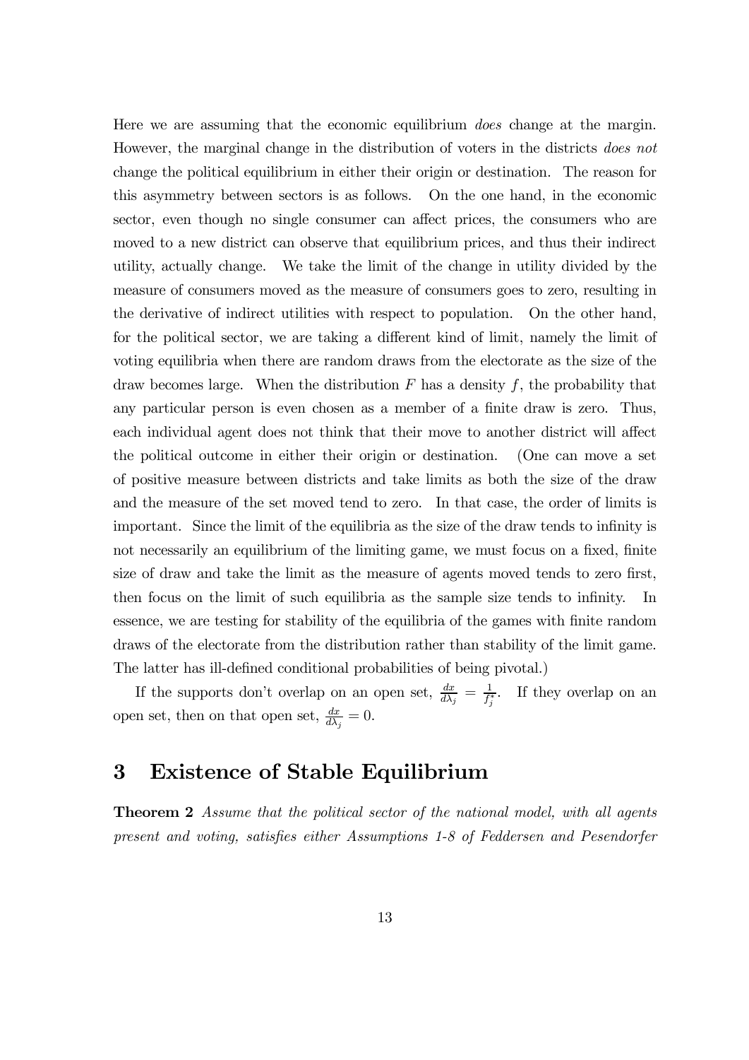Here we are assuming that the economic equilibrium *does* change at the margin. However, the marginal change in the distribution of voters in the districts *does not* change the political equilibrium in either their origin or destination. The reason for this asymmetry between sectors is as follows. On the one hand, in the economic sector, even though no single consumer can affect prices, the consumers who are moved to a new district can observe that equilibrium prices, and thus their indirect utility, actually change. We take the limit of the change in utility divided by the measure of consumers moved as the measure of consumers goes to zero, resulting in the derivative of indirect utilities with respect to population. On the other hand, for the political sector, we are taking a different kind of limit, namely the limit of voting equilibria when there are random draws from the electorate as the size of the draw becomes large. When the distribution $F$ has a density $f$, the probability that any particular person is even chosen as a member of a finite draw is zero. Thus, each individual agent does not think that their move to another district will affect the political outcome in either their origin or destination. (One can move a set of positive measure between districts and take limits as both the size of the draw and the measure of the set moved tend to zero. In that case, the order of limits is important. Since the limit of the equilibria as the size of the draw tends to infinity is not necessarily an equilibrium of the limiting game, we must focus on a fixed, finite size of draw and take the limit as the measure of agents moved tends to zero first, then focus on the limit of such equilibria as the sample size tends to infinity. In essence, we are testing for stability of the equilibria of the games with finite random draws of the electorate from the distribution rather than stability of the limit game. The latter has ill-defined conditional probabilities of being pivotal.)

If the supports don't overlap on an open set, $\frac{dx}{d\lambda_j} = \frac{1}{f_j^*}$. If they overlap on an open set, then on that open set, $\frac{dx}{d\lambda_j} = 0$.

# 3 Existence of Stable Equilibrium

**Theorem 2** *Assume that the political sector of the national model, with all agents present and voting, satisfies either Assumptions 1-8 of Feddersen and Pesendorfer*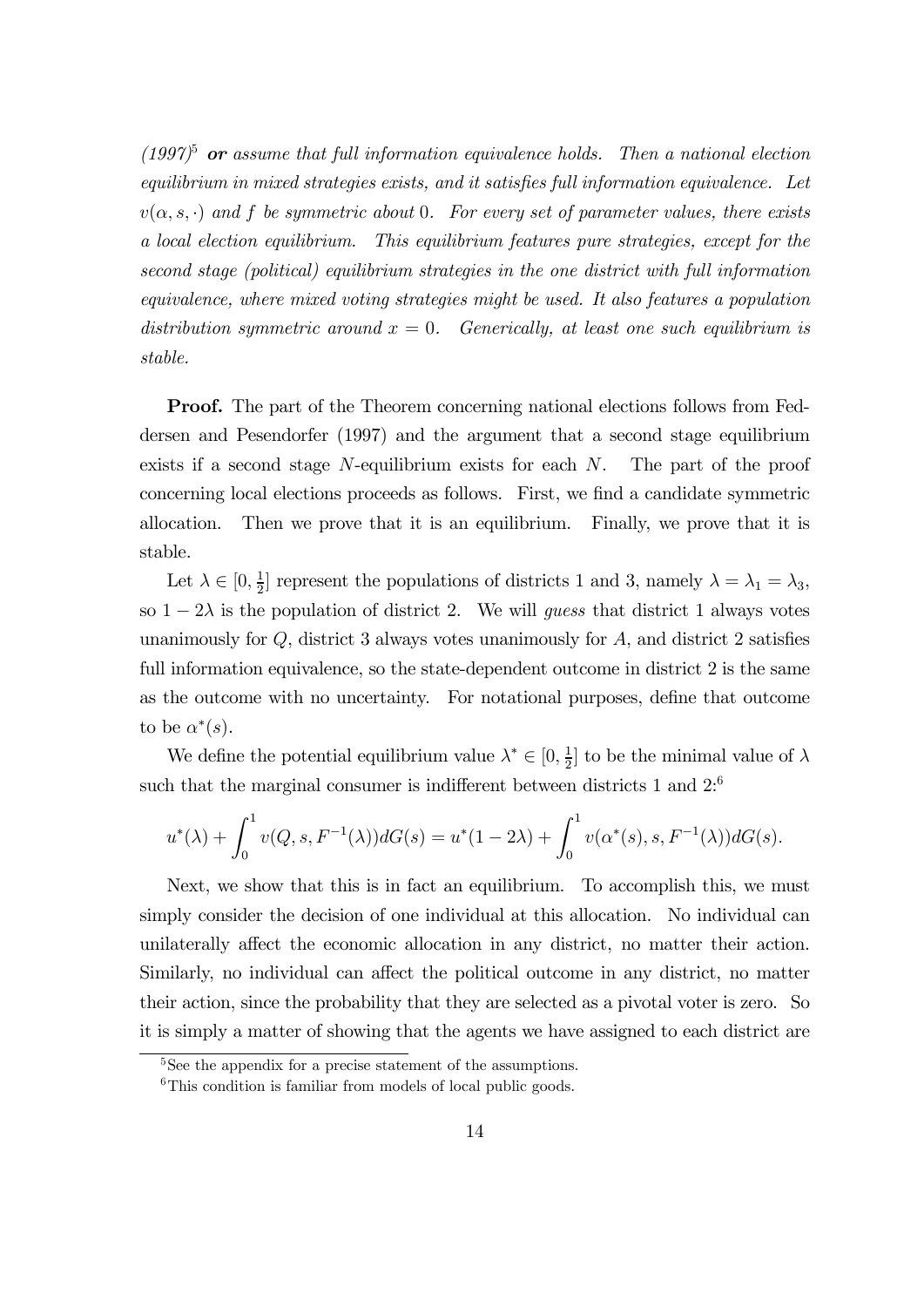*(1997)*[5] ***or*** *assume that full information equivalence holds. Then a national election equilibrium in mixed strategies exists, and it satisfies full information equivalence. Let $v(\alpha, s, \cdot)$ and $f$ be symmetric about 0. For every set of parameter values, there exists a local election equilibrium. This equilibrium features pure strategies, except for the second stage (political) equilibrium strategies in the one district with full information equivalence, where mixed voting strategies might be used. It also features a population distribution symmetric around $x = 0$. Generically, at least one such equilibrium is stable.*

**Proof.** The part of the Theorem concerning national elections follows from Feddersen and Pesendorfer (1997) and the argument that a second stage equilibrium exists if a second stage $N$-equilibrium exists for each $N$. The part of the proof concerning local elections proceeds as follows. First, we find a candidate symmetric allocation. Then we prove that it is an equilibrium. Finally, we prove that it is stable.

Let $\lambda \in [0, \frac{1}{2}]$ represent the populations of districts 1 and 3, namely $\lambda = \lambda_1 = \lambda_3$, so $1 - 2\lambda$ is the population of district 2. We will *guess* that district 1 always votes unanimously for $Q$, district 3 always votes unanimously for $A$, and district 2 satisfies full information equivalence, so the state-dependent outcome in district 2 is the same as the outcome with no uncertainty. For notational purposes, define that outcome to be $\alpha^*(s)$.

We define the potential equilibrium value $\lambda^* \in [0, \frac{1}{2}]$ to be the minimal value of $\lambda$ such that the marginal consumer is indifferent between districts 1 and 2:[6]

$$u^*(\lambda) + \int_0^1 v(Q, s, F^{-1}(\lambda))dG(s) = u^*(1 - 2\lambda) + \int_0^1 v(\alpha^*(s), s, F^{-1}(\lambda))dG(s).$$

Next, we show that this is in fact an equilibrium. To accomplish this, we must simply consider the decision of one individual at this allocation. No individual can unilaterally affect the economic allocation in any district, no matter their action. Similarly, no individual can affect the political outcome in any district, no matter their action, since the probability that they are selected as a pivotal voter is zero. So it is simply a matter of showing that the agents we have assigned to each district are

[5] See the appendix for a precise statement of the assumptions.

[6] This condition is familiar from models of local public goods.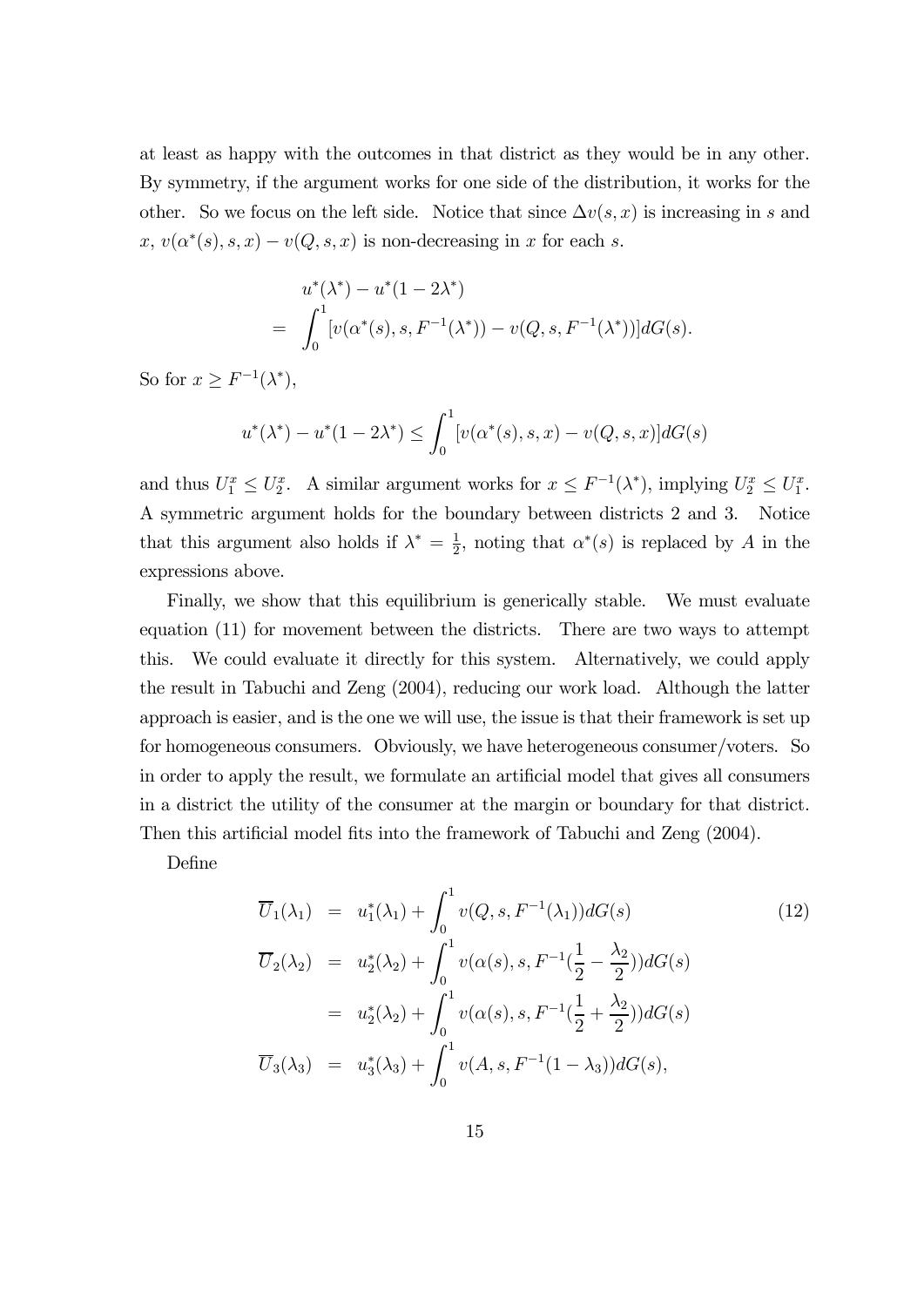at least as happy with the outcomes in that district as they would be in any other. By symmetry, if the argument works for one side of the distribution, it works for the other. So we focus on the left side. Notice that since $\Delta v(s,x)$ is increasing in $s$ and $x$, $v(\alpha^*(s),s,x) - v(Q,s,x)$ is non-decreasing in $x$ for each $s$.

$$
\begin{aligned}
& u^*(\lambda^*) - u^*(1-2\lambda^*) \\
= & \int_0^1 [v(\alpha^*(s), s, F^{-1}(\lambda^*)) - v(Q, s, F^{-1}(\lambda^*))] dG(s).
\end{aligned}
$$

So for $x \geq F^{-1}(\lambda^*)$,

$$
u^*(\lambda^*) - u^*(1-2\lambda^*) \leq \int_0^1 [v(\alpha^*(s), s, x) - v(Q, s, x)] dG(s)
$$

and thus $U_1^x \leq U_2^x$. A similar argument works for $x \leq F^{-1}(\lambda^*)$, implying $U_2^x \leq U_1^x$. A symmetric argument holds for the boundary between districts 2 and 3. Notice that this argument also holds if $\lambda^* = \frac{1}{2}$, noting that $\alpha^*(s)$ is replaced by $A$ in the expressions above.

Finally, we show that this equilibrium is generically stable. We must evaluate equation (11) for movement between the districts. There are two ways to attempt this. We could evaluate it directly for this system. Alternatively, we could apply the result in Tabuchi and Zeng (2004), reducing our work load. Although the latter approach is easier, and is the one we will use, the issue is that their framework is set up for homogeneous consumers. Obviously, we have heterogeneous consumer/voters. So in order to apply the result, we formulate an artificial model that gives all consumers in a district the utility of the consumer at the margin or boundary for that district. Then this artificial model fits into the framework of Tabuchi and Zeng (2004).

Define

$$
\begin{aligned}
\overline{U}_1(\lambda_1) &= u_1^*(\lambda_1) + \int_0^1 v(Q, s, F^{-1}(\lambda_1)) dG(s) \\
\overline{U}_2(\lambda_2) &= u_2^*(\lambda_2) + \int_0^1 v(\alpha(s), s, F^{-1}(\frac{1}{2} - \frac{\lambda_2}{2})) dG(s) \\
&= u_2^*(\lambda_2) + \int_0^1 v(\alpha(s), s, F^{-1}(\frac{1}{2} + \frac{\lambda_2}{2})) dG(s) \\
\overline{U}_3(\lambda_3) &= u_3^*(\lambda_3) + \int_0^1 v(A, s, F^{-1}(1-\lambda_3)) dG(s),
\end{aligned} \tag{12}
$$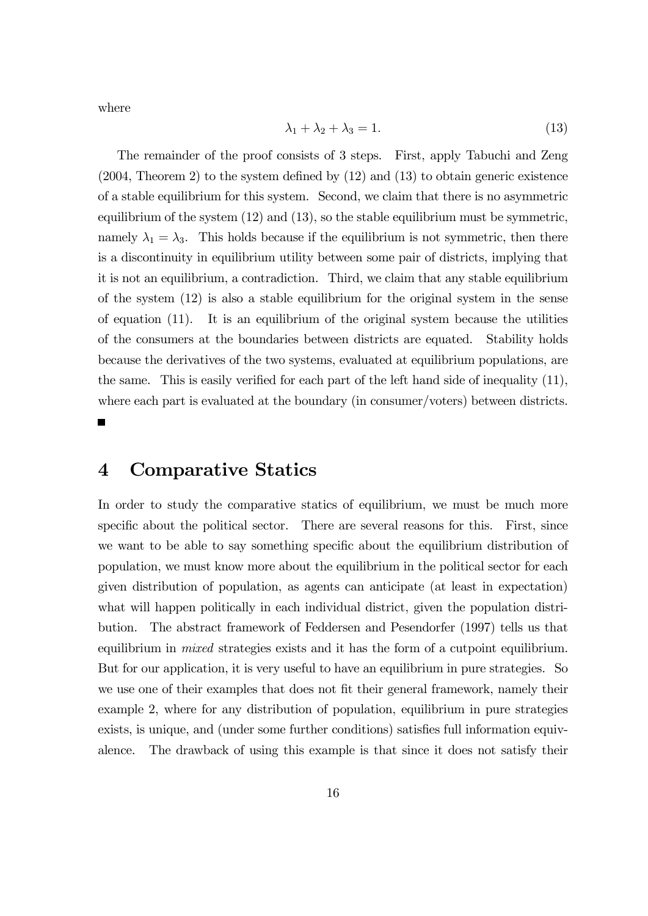where

$$\lambda_1 + \lambda_2 + \lambda_3 = 1. \tag{13}$$

The remainder of the proof consists of 3 steps. First, apply Tabuchi and Zeng (2004, Theorem 2) to the system defined by (12) and (13) to obtain generic existence of a stable equilibrium for this system. Second, we claim that there is no asymmetric equilibrium of the system (12) and (13), so the stable equilibrium must be symmetric, namely $\lambda_1 = \lambda_3$. This holds because if the equilibrium is not symmetric, then there is a discontinuity in equilibrium utility between some pair of districts, implying that it is not an equilibrium, a contradiction. Third, we claim that any stable equilibrium of the system (12) is also a stable equilibrium for the original system in the sense of equation (11). It is an equilibrium of the original system because the utilities of the consumers at the boundaries between districts are equated. Stability holds because the derivatives of the two systems, evaluated at equilibrium populations, are the same. This is easily verified for each part of the left hand side of inequality (11), where each part is evaluated at the boundary (in consumer/voters) between districts. ■

# 4 Comparative Statics

In order to study the comparative statics of equilibrium, we must be much more specific about the political sector. There are several reasons for this. First, since we want to be able to say something specific about the equilibrium distribution of population, we must know more about the equilibrium in the political sector for each given distribution of population, as agents can anticipate (at least in expectation) what will happen politically in each individual district, given the population distribution. The abstract framework of Feddersen and Pesendorfer (1997) tells us that equilibrium in *mixed* strategies exists and it has the form of a cutpoint equilibrium. But for our application, it is very useful to have an equilibrium in pure strategies. So we use one of their examples that does not fit their general framework, namely their example 2, where for any distribution of population, equilibrium in pure strategies exists, is unique, and (under some further conditions) satisfies full information equivalence. The drawback of using this example is that since it does not satisfy their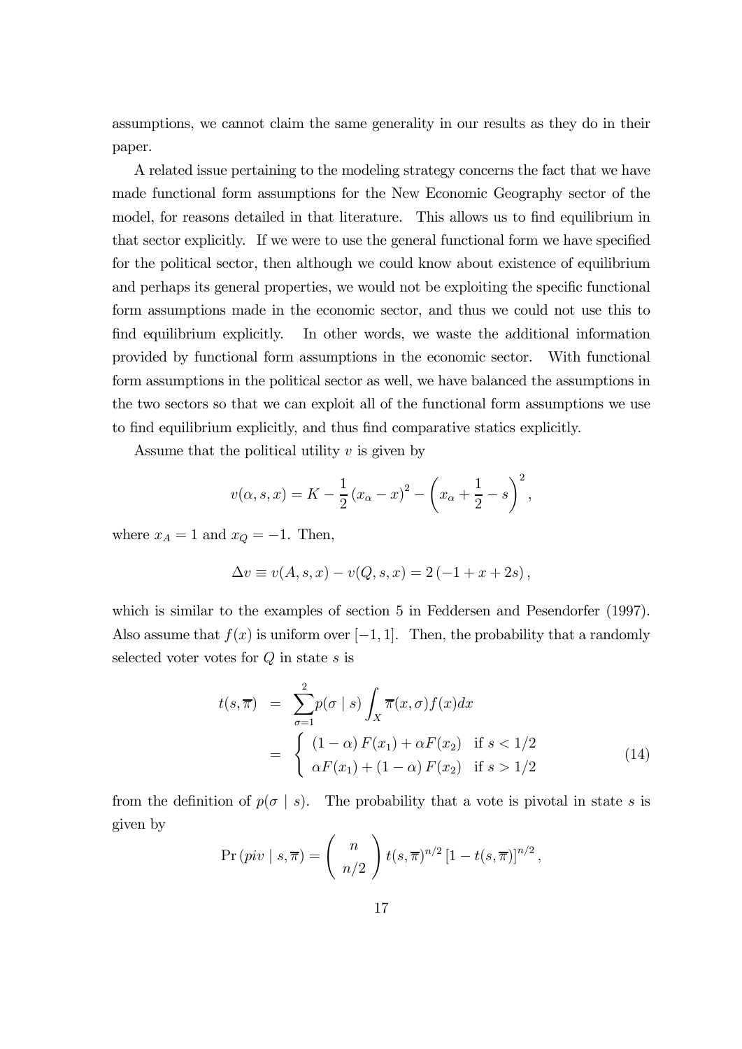assumptions, we cannot claim the same generality in our results as they do in their paper.

A related issue pertaining to the modeling strategy concerns the fact that we have made functional form assumptions for the New Economic Geography sector of the model, for reasons detailed in that literature. This allows us to find equilibrium in that sector explicitly. If we were to use the general functional form we have specified for the political sector, then although we could know about existence of equilibrium and perhaps its general properties, we would not be exploiting the specific functional form assumptions made in the economic sector, and thus we could not use this to find equilibrium explicitly. In other words, we waste the additional information provided by functional form assumptions in the economic sector. With functional form assumptions in the political sector as well, we have balanced the assumptions in the two sectors so that we can exploit all of the functional form assumptions we use to find equilibrium explicitly, and thus find comparative statics explicitly.

Assume that the political utility $v$ is given by

$$v(\alpha, s, x) = K - \frac{1}{2}(x_\alpha - x)^2 - \left(x_\alpha + \frac{1}{2} - s\right)^2,$$

where $x_A = 1$ and $x_Q = -1$. Then,

$$\Delta v \equiv v(A, s, x) - v(Q, s, x) = 2(-1 + x + 2s),$$

which is similar to the examples of section 5 in Feddersen and Pesendorfer (1997). Also assume that $f(x)$ is uniform over $[-1, 1]$. Then, the probability that a randomly selected voter votes for $Q$ in state $s$ is

$$\begin{aligned} t(s, \overline{\pi}) &= \sum_{\sigma=1}^{2} p(\sigma \mid s) \int_X \overline{\pi}(x, \sigma) f(x) dx \\ &= \begin{cases} (1 - \alpha) F(x_1) + \alpha F(x_2) & \text{if } s < 1/2 \\ \alpha F(x_1) + (1 - \alpha) F(x_2) & \text{if } s > 1/2 \end{cases} \end{aligned} \tag{14}$$

from the definition of $p(\sigma \mid s)$. The probability that a vote is pivotal in state $s$ is given by

$$\Pr(piv \mid s, \overline{\pi}) = \binom{n}{n/2} t(s, \overline{\pi})^{n/2} \left[1 - t(s, \overline{\pi})\right]^{n/2},$$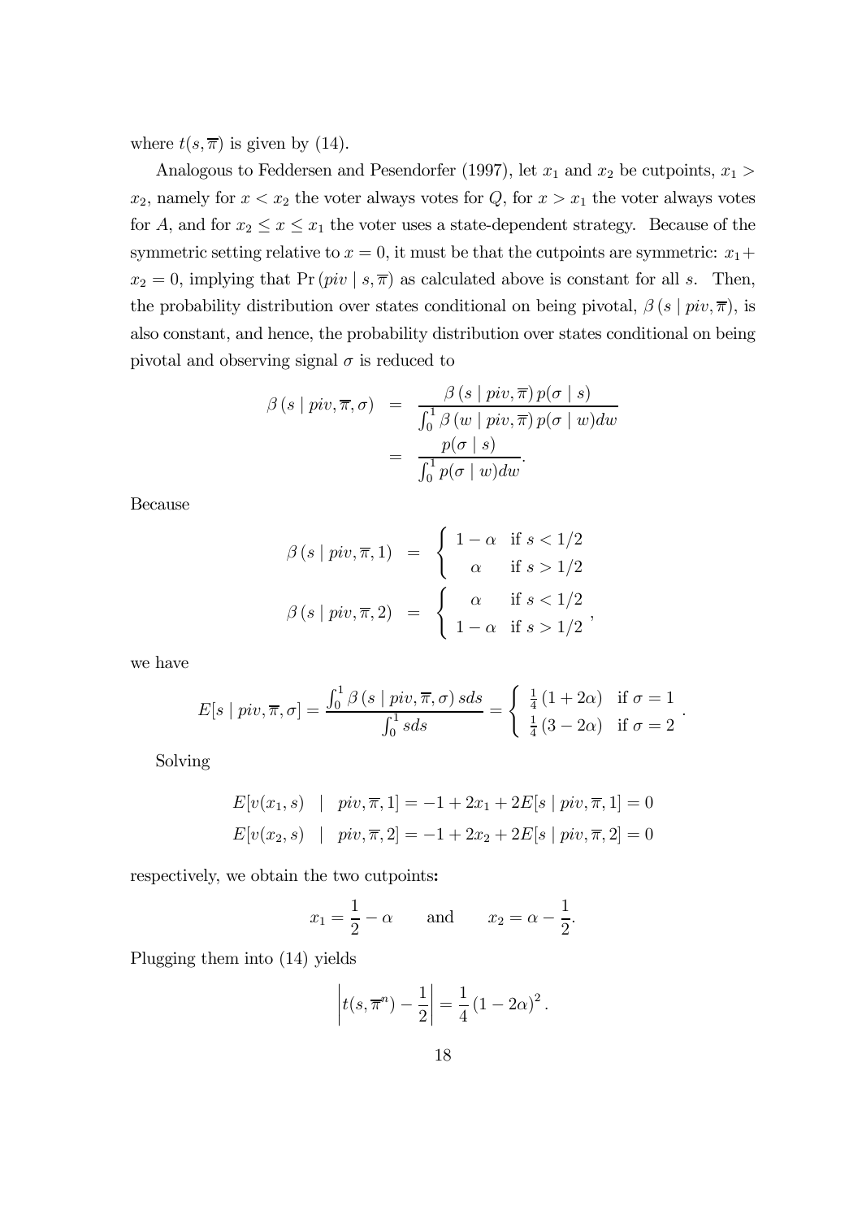where $t(s, \overline{\pi})$ is given by (14).

Analogous to Feddersen and Pesendorfer (1997), let $x_1$ and $x_2$ be cutpoints, $x_1 > x_2$, namely for $x < x_2$ the voter always votes for $Q$, for $x > x_1$ the voter always votes for $A$, and for $x_2 \leq x \leq x_1$ the voter uses a state-dependent strategy. Because of the symmetric setting relative to $x = 0$, it must be that the cutpoints are symmetric: $x_1 + x_2 = 0$, implying that $\Pr(piv \mid s, \overline{\pi})$ as calculated above is constant for all $s$. Then, the probability distribution over states conditional on being pivotal, $\beta(s \mid piv, \overline{\pi})$, is also constant, and hence, the probability distribution over states conditional on being pivotal and observing signal $\sigma$ is reduced to

$$\begin{aligned}
\beta(s \mid piv, \overline{\pi}, \sigma) &= \frac{\beta(s \mid piv, \overline{\pi}) \, p(\sigma \mid s)}{\int_0^1 \beta(w \mid piv, \overline{\pi}) \, p(\sigma \mid w) dw} \\
&= \frac{p(\sigma \mid s)}{\int_0^1 p(\sigma \mid w) dw}.
\end{aligned}$$

Because

$$\begin{aligned}
\beta(s \mid piv, \overline{\pi}, 1) &= \begin{cases} 1 - \alpha & \text{if } s < 1/2 \\ \alpha & \text{if } s > 1/2 \end{cases} \\
\beta(s \mid piv, \overline{\pi}, 2) &= \begin{cases} \alpha & \text{if } s < 1/2 \\ 1 - \alpha & \text{if } s > 1/2 \end{cases},
\end{aligned}$$

we have

$$E[s \mid piv, \overline{\pi}, \sigma] = \frac{\int_0^1 \beta(s \mid piv, \overline{\pi}, \sigma) \, s ds}{\int_0^1 s ds} = \begin{cases} \frac{1}{4}(1 + 2\alpha) & \text{if } \sigma = 1 \\ \frac{1}{4}(3 - 2\alpha) & \text{if } \sigma = 2 \end{cases}.$$

Solving

$$\begin{aligned}
E[v(x_1, s) \quad &| \quad piv, \overline{\pi}, 1] = -1 + 2x_1 + 2E[s \mid piv, \overline{\pi}, 1] = 0 \\
E[v(x_2, s) \quad &| \quad piv, \overline{\pi}, 2] = -1 + 2x_2 + 2E[s \mid piv, \overline{\pi}, 2] = 0
\end{aligned}$$

respectively, we obtain the two cutpoints**:**

$$x_1 = \frac{1}{2} - \alpha \qquad \text{and} \qquad x_2 = \alpha - \frac{1}{2}.$$

Plugging them into (14) yields

$$\left| t(s, \overline{\pi}^n) - \frac{1}{2} \right| = \frac{1}{4}(1 - 2\alpha)^2.$$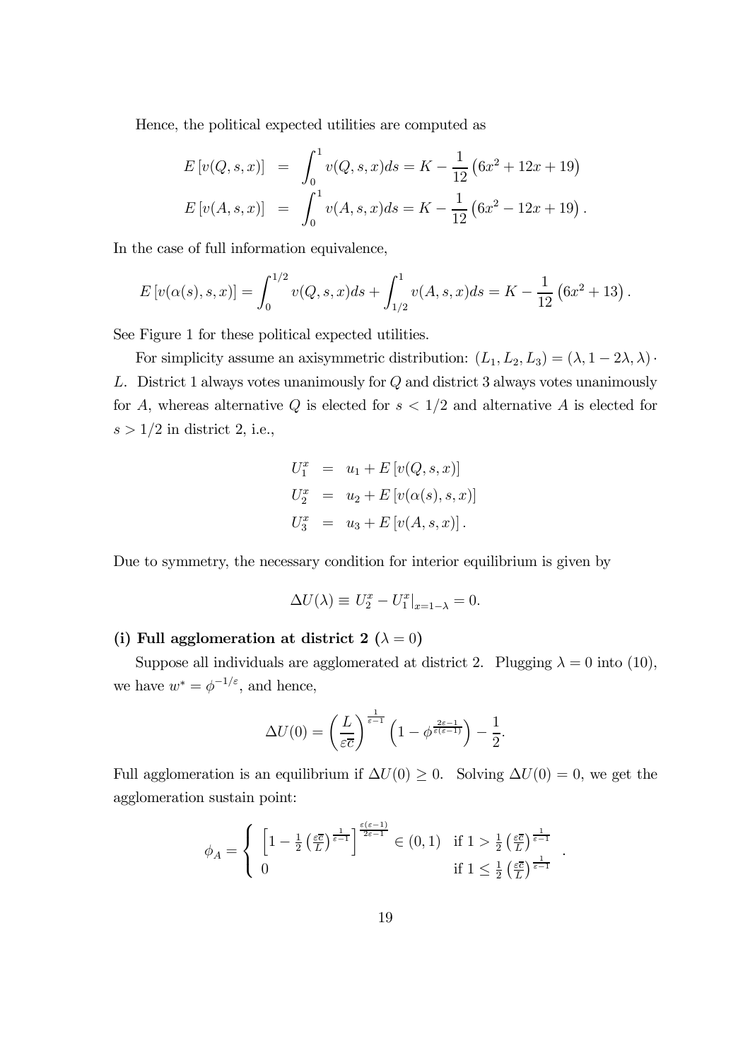Hence, the political expected utilities are computed as

$$
\begin{aligned}
E\left[v(Q,s,x)\right] &= \int_0^1 v(Q,s,x)ds = K - \frac{1}{12}\left(6x^2 + 12x + 19\right) \\
E\left[v(A,s,x)\right] &= \int_0^1 v(A,s,x)ds = K - \frac{1}{12}\left(6x^2 - 12x + 19\right).
\end{aligned}
$$

In the case of full information equivalence,

$$
E\left[v(\alpha(s),s,x)\right] = \int_0^{1/2} v(Q,s,x)ds + \int_{1/2}^1 v(A,s,x)ds = K - \frac{1}{12}\left(6x^2 + 13\right).
$$

See Figure 1 for these political expected utilities.

For simplicity assume an axisymmetric distribution: $(L_1, L_2, L_3) = (\lambda, 1-2\lambda, \lambda) \cdot L$. District 1 always votes unanimously for $Q$ and district 3 always votes unanimously for $A$, whereas alternative $Q$ is elected for $s < 1/2$ and alternative $A$ is elected for $s > 1/2$ in district 2, i.e.,

$$
\begin{aligned}
U_1^x &= u_1 + E\left[v(Q,s,x)\right] \\
U_2^x &= u_2 + E\left[v(\alpha(s),s,x)\right] \\
U_3^x &= u_3 + E\left[v(A,s,x)\right].
\end{aligned}
$$

Due to symmetry, the necessary condition for interior equilibrium is given by

$$
\Delta U(\lambda) \equiv U_2^x - U_1^x|_{x=1-\lambda} = 0.
$$

**(i) Full agglomeration at district 2 ($\lambda = 0$)**

Suppose all individuals are agglomerated at district 2. Plugging $\lambda = 0$ into (10), we have $w^* = \phi^{-1/\varepsilon}$, and hence,

$$
\Delta U(0) = \left(\frac{L}{\varepsilon \overline{c}}\right)^{\frac{1}{\varepsilon-1}} \left(1 - \phi^{\frac{2\varepsilon-1}{\varepsilon(\varepsilon-1)}}\right) - \frac{1}{2}.
$$

Full agglomeration is an equilibrium if $\Delta U(0) \geq 0$. Solving $\Delta U(0) = 0$, we get the agglomeration sustain point:

$$
\phi_A = \begin{cases} \left[1 - \frac{1}{2}\left(\frac{\varepsilon \overline{c}}{L}\right)^{\frac{1}{\varepsilon-1}}\right]^{\frac{\varepsilon(\varepsilon-1)}{2\varepsilon-1}} \in (0,1) & \text{if } 1 > \frac{1}{2}\left(\frac{\varepsilon \overline{c}}{L}\right)^{\frac{1}{\varepsilon-1}} \\ 0 & \text{if } 1 \leq \frac{1}{2}\left(\frac{\varepsilon \overline{c}}{L}\right)^{\frac{1}{\varepsilon-1}} \end{cases}.
$$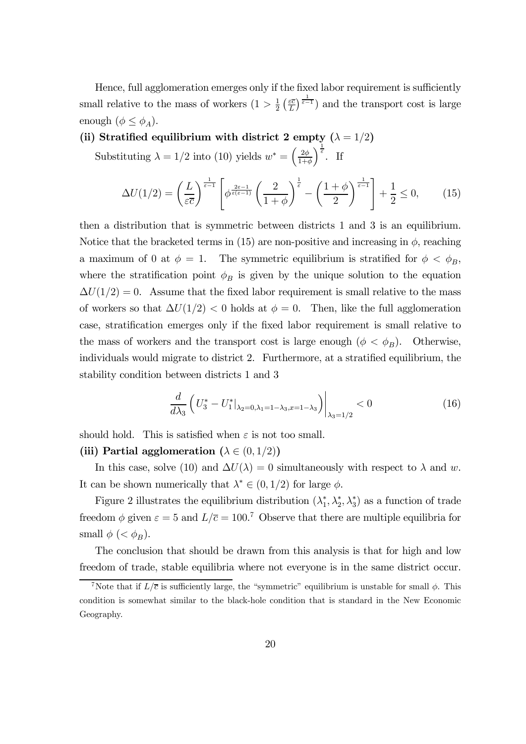Hence, full agglomeration emerges only if the fixed labor requirement is sufficiently small relative to the mass of workers ($1 > \frac{1}{2}\left(\frac{\varepsilon\overline{c}}{L}\right)^{\frac{1}{\varepsilon-1}}$) and the transport cost is large enough ($\phi \leq \phi_A$).

**(ii) Stratified equilibrium with district 2 empty ($\lambda = 1/2$)**

Substituting $\lambda = 1/2$ into (10) yields $w^* = \left(\frac{2\phi}{1+\phi}\right)^{\frac{1}{\varepsilon}}$. If

$$\Delta U(1/2) = \left(\frac{L}{\varepsilon\overline{c}}\right)^{\frac{1}{\varepsilon-1}}\left[\phi^{\frac{2\varepsilon-1}{\varepsilon(\varepsilon-1)}}\left(\frac{2}{1+\phi}\right)^{\frac{1}{\varepsilon}} - \left(\frac{1+\phi}{2}\right)^{\frac{1}{\varepsilon-1}}\right] + \frac{1}{2} \leq 0, \tag{15}$$

then a distribution that is symmetric between districts 1 and 3 is an equilibrium. Notice that the bracketed terms in (15) are non-positive and increasing in $\phi$, reaching a maximum of 0 at $\phi = 1$. The symmetric equilibrium is stratified for $\phi < \phi_B$, where the stratification point $\phi_B$ is given by the unique solution to the equation $\Delta U(1/2) = 0$. Assume that the fixed labor requirement is small relative to the mass of workers so that $\Delta U(1/2) < 0$ holds at $\phi = 0$. Then, like the full agglomeration case, stratification emerges only if the fixed labor requirement is small relative to the mass of workers and the transport cost is large enough ($\phi < \phi_B$). Otherwise, individuals would migrate to district 2. Furthermore, at a stratified equilibrium, the stability condition between districts 1 and 3

$$\frac{d}{d\lambda_3}\left(U_3^* - U_1^*|_{\lambda_2=0,\lambda_1=1-\lambda_3,x=1-\lambda_3}\right)\bigg|_{\lambda_3=1/2} < 0 \tag{16}$$

should hold. This is satisfied when $\varepsilon$ is not too small.

**(iii) Partial agglomeration ($\lambda \in (0, 1/2)$)**

In this case, solve (10) and $\Delta U(\lambda) = 0$ simultaneously with respect to $\lambda$ and $w$. It can be shown numerically that $\lambda^* \in (0, 1/2)$ for large $\phi$.

Figure 2 illustrates the equilibrium distribution $(\lambda_1^*, \lambda_2^*, \lambda_3^*)$ as a function of trade freedom $\phi$ given $\varepsilon = 5$ and $L/\overline{c} = 100$.[7] Observe that there are multiple equilibria for small $\phi$ ($< \phi_B$).

The conclusion that should be drawn from this analysis is that for high and low freedom of trade, stable equilibria where not everyone is in the same district occur.

[7] Note that if $L/\overline{c}$ is sufficiently large, the "symmetric" equilibrium is unstable for small $\phi$. This condition is somewhat similar to the black-hole condition that is standard in the New Economic Geography.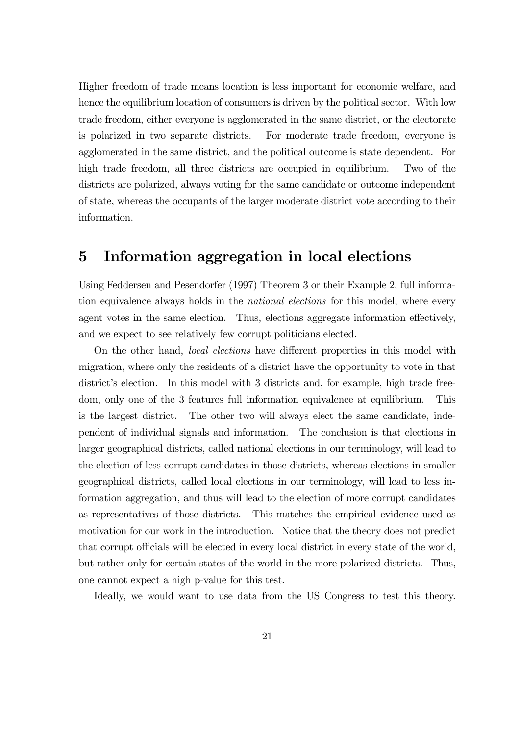Higher freedom of trade means location is less important for economic welfare, and hence the equilibrium location of consumers is driven by the political sector. With low trade freedom, either everyone is agglomerated in the same district, or the electorate is polarized in two separate districts. For moderate trade freedom, everyone is agglomerated in the same district, and the political outcome is state dependent. For high trade freedom, all three districts are occupied in equilibrium. Two of the districts are polarized, always voting for the same candidate or outcome independent of state, whereas the occupants of the larger moderate district vote according to their information.

## 5 Information aggregation in local elections

Using Feddersen and Pesendorfer (1997) Theorem 3 or their Example 2, full information equivalence always holds in the *national elections* for this model, where every agent votes in the same election. Thus, elections aggregate information effectively, and we expect to see relatively few corrupt politicians elected.

On the other hand, *local elections* have different properties in this model with migration, where only the residents of a district have the opportunity to vote in that district's election. In this model with 3 districts and, for example, high trade freedom, only one of the 3 features full information equivalence at equilibrium. This is the largest district. The other two will always elect the same candidate, independent of individual signals and information. The conclusion is that elections in larger geographical districts, called national elections in our terminology, will lead to the election of less corrupt candidates in those districts, whereas elections in smaller geographical districts, called local elections in our terminology, will lead to less information aggregation, and thus will lead to the election of more corrupt candidates as representatives of those districts. This matches the empirical evidence used as motivation for our work in the introduction. Notice that the theory does not predict that corrupt officials will be elected in every local district in every state of the world, but rather only for certain states of the world in the more polarized districts. Thus, one cannot expect a high p-value for this test.

Ideally, we would want to use data from the US Congress to test this theory.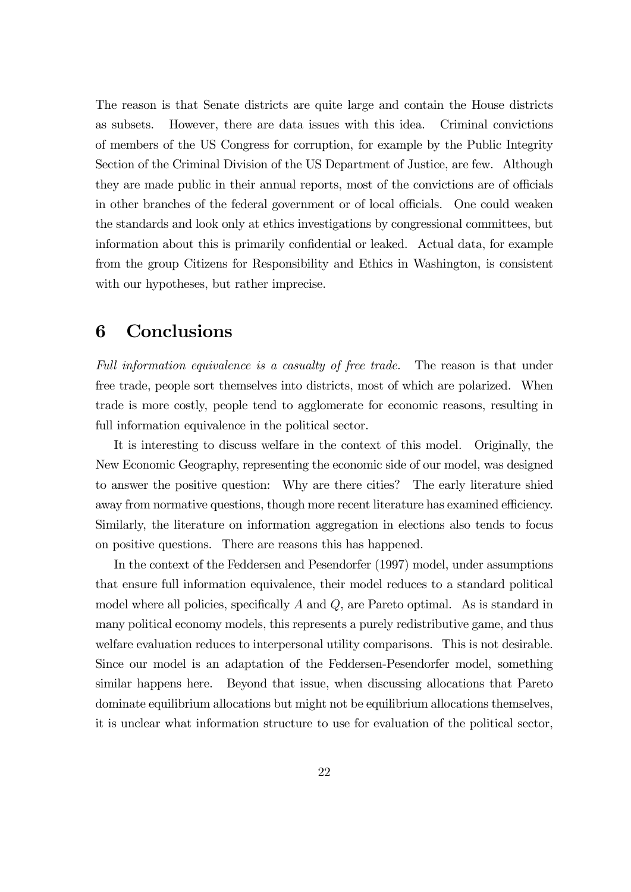The reason is that Senate districts are quite large and contain the House districts as subsets. However, there are data issues with this idea. Criminal convictions of members of the US Congress for corruption, for example by the Public Integrity Section of the Criminal Division of the US Department of Justice, are few. Although they are made public in their annual reports, most of the convictions are of officials in other branches of the federal government or of local officials. One could weaken the standards and look only at ethics investigations by congressional committees, but information about this is primarily confidential or leaked. Actual data, for example from the group Citizens for Responsibility and Ethics in Washington, is consistent with our hypotheses, but rather imprecise.

# 6 Conclusions

*Full information equivalence is a casualty of free trade.* The reason is that under free trade, people sort themselves into districts, most of which are polarized. When trade is more costly, people tend to agglomerate for economic reasons, resulting in full information equivalence in the political sector.

It is interesting to discuss welfare in the context of this model. Originally, the New Economic Geography, representing the economic side of our model, was designed to answer the positive question: Why are there cities? The early literature shied away from normative questions, though more recent literature has examined efficiency. Similarly, the literature on information aggregation in elections also tends to focus on positive questions. There are reasons this has happened.

In the context of the Feddersen and Pesendorfer (1997) model, under assumptions that ensure full information equivalence, their model reduces to a standard political model where all policies, specifically $A$ and $Q$, are Pareto optimal. As is standard in many political economy models, this represents a purely redistributive game, and thus welfare evaluation reduces to interpersonal utility comparisons. This is not desirable. Since our model is an adaptation of the Feddersen-Pesendorfer model, something similar happens here. Beyond that issue, when discussing allocations that Pareto dominate equilibrium allocations but might not be equilibrium allocations themselves, it is unclear what information structure to use for evaluation of the political sector,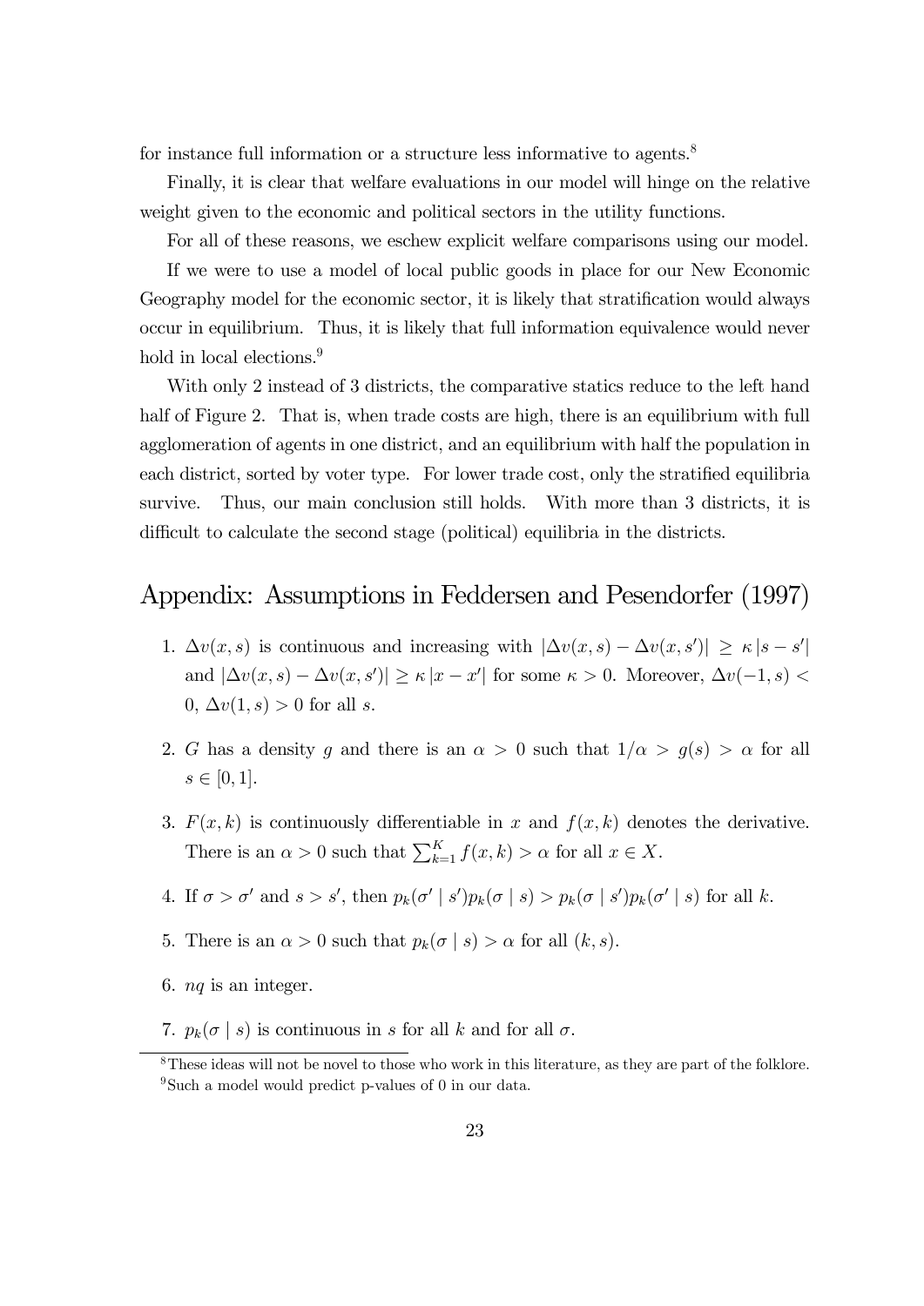for instance full information or a structure less informative to agents.[8]

Finally, it is clear that welfare evaluations in our model will hinge on the relative weight given to the economic and political sectors in the utility functions.

For all of these reasons, we eschew explicit welfare comparisons using our model.

If we were to use a model of local public goods in place for our New Economic Geography model for the economic sector, it is likely that stratification would always occur in equilibrium. Thus, it is likely that full information equivalence would never hold in local elections.[9]

With only 2 instead of 3 districts, the comparative statics reduce to the left hand half of Figure 2. That is, when trade costs are high, there is an equilibrium with full agglomeration of agents in one district, and an equilibrium with half the population in each district, sorted by voter type. For lower trade cost, only the stratified equilibria survive. Thus, our main conclusion still holds. With more than 3 districts, it is difficult to calculate the second stage (political) equilibria in the districts.

## Appendix: Assumptions in Feddersen and Pesendorfer (1997)

1. $\Delta v(x,s)$ is continuous and increasing with $|\Delta v(x,s) - \Delta v(x,s')| \geq \kappa |s - s'|$ and $|\Delta v(x,s) - \Delta v(x,s')| \geq \kappa |x - x'|$ for some $\kappa > 0$. Moreover, $\Delta v(-1,s) < 0$, $\Delta v(1,s) > 0$ for all $s$.

2. $G$ has a density $g$ and there is an $\alpha > 0$ such that $1/\alpha > g(s) > \alpha$ for all $s \in [0,1]$.

3. $F(x,k)$ is continuously differentiable in $x$ and $f(x,k)$ denotes the derivative. There is an $\alpha > 0$ such that $\sum_{k=1}^{K} f(x,k) > \alpha$ for all $x \in X$.

4. If $\sigma > \sigma'$ and $s > s'$, then $p_k(\sigma' \mid s')p_k(\sigma \mid s) > p_k(\sigma \mid s')p_k(\sigma' \mid s)$ for all $k$.

5. There is an $\alpha > 0$ such that $p_k(\sigma \mid s) > \alpha$ for all $(k,s)$.

6. $nq$ is an integer.

7. $p_k(\sigma \mid s)$ is continuous in $s$ for all $k$ and for all $\sigma$.

[8] These ideas will not be novel to those who work in this literature, as they are part of the folklore.

[9] Such a model would predict p-values of 0 in our data.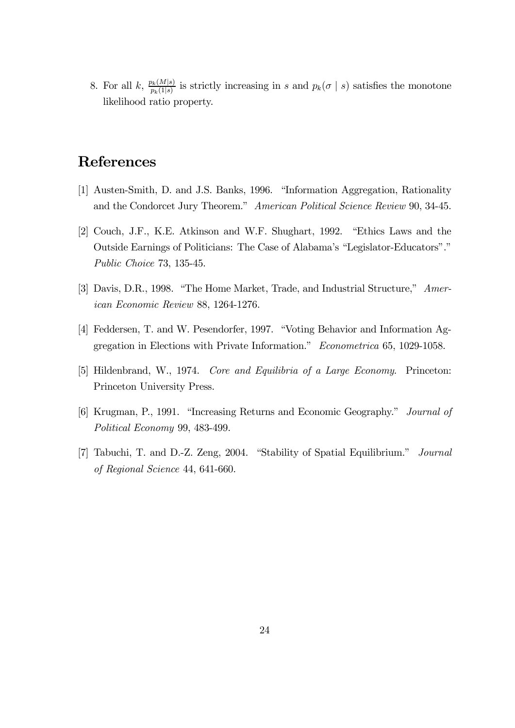8. For all $k$, $\frac{p_k(M|s)}{p_k(1|s)}$ is strictly increasing in $s$ and $p_k(\sigma \mid s)$ satisfies the monotone likelihood ratio property.

# References

[1] Austen-Smith, D. and J.S. Banks, 1996. "Information Aggregation, Rationality and the Condorcet Jury Theorem." *American Political Science Review* 90, 34-45.

[2] Couch, J.F., K.E. Atkinson and W.F. Shughart, 1992. "Ethics Laws and the Outside Earnings of Politicians: The Case of Alabama's "Legislator-Educators"." *Public Choice* 73, 135-45.

[3] Davis, D.R., 1998. "The Home Market, Trade, and Industrial Structure," *American Economic Review* 88, 1264-1276.

[4] Feddersen, T. and W. Pesendorfer, 1997. "Voting Behavior and Information Aggregation in Elections with Private Information." *Econometrica* 65, 1029-1058.

[5] Hildenbrand, W., 1974. *Core and Equilibria of a Large Economy*. Princeton: Princeton University Press.

[6] Krugman, P., 1991. "Increasing Returns and Economic Geography." *Journal of Political Economy* 99, 483-499.

[7] Tabuchi, T. and D.-Z. Zeng, 2004. "Stability of Spatial Equilibrium." *Journal of Regional Science* 44, 641-660.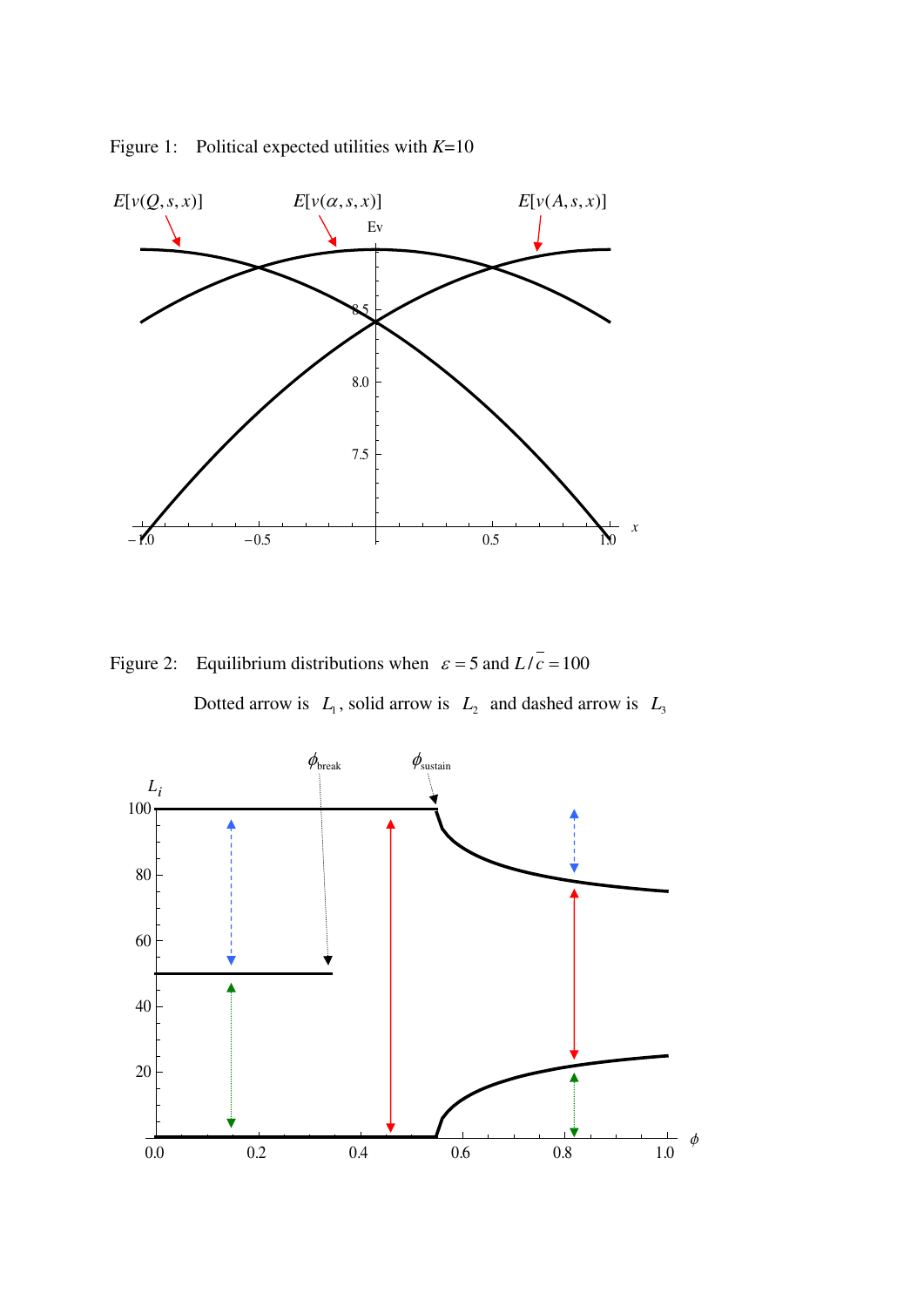Figure 1: Political expected utilities with $K$=10

$E[v(Q,s,x)]$

$E[v(\alpha,s,x)]$

$E[v(A,s,x)]$

Ev

8.5

8.0

7.5

−1.0

−0.5

0.5

1.0

$x$

Figure 2: Equilibrium distributions when $\varepsilon = 5$ and $L/\bar{c} = 100$

Dotted arrow is $L_1$, solid arrow is $L_2$ and dashed arrow is $L_3$

$\phi_{\text{break}}$

$\phi_{\text{sustain}}$

$L_i$

100

80

60

40

20

0.0

0.2

0.4

0.6

0.8

1.0

$\phi$